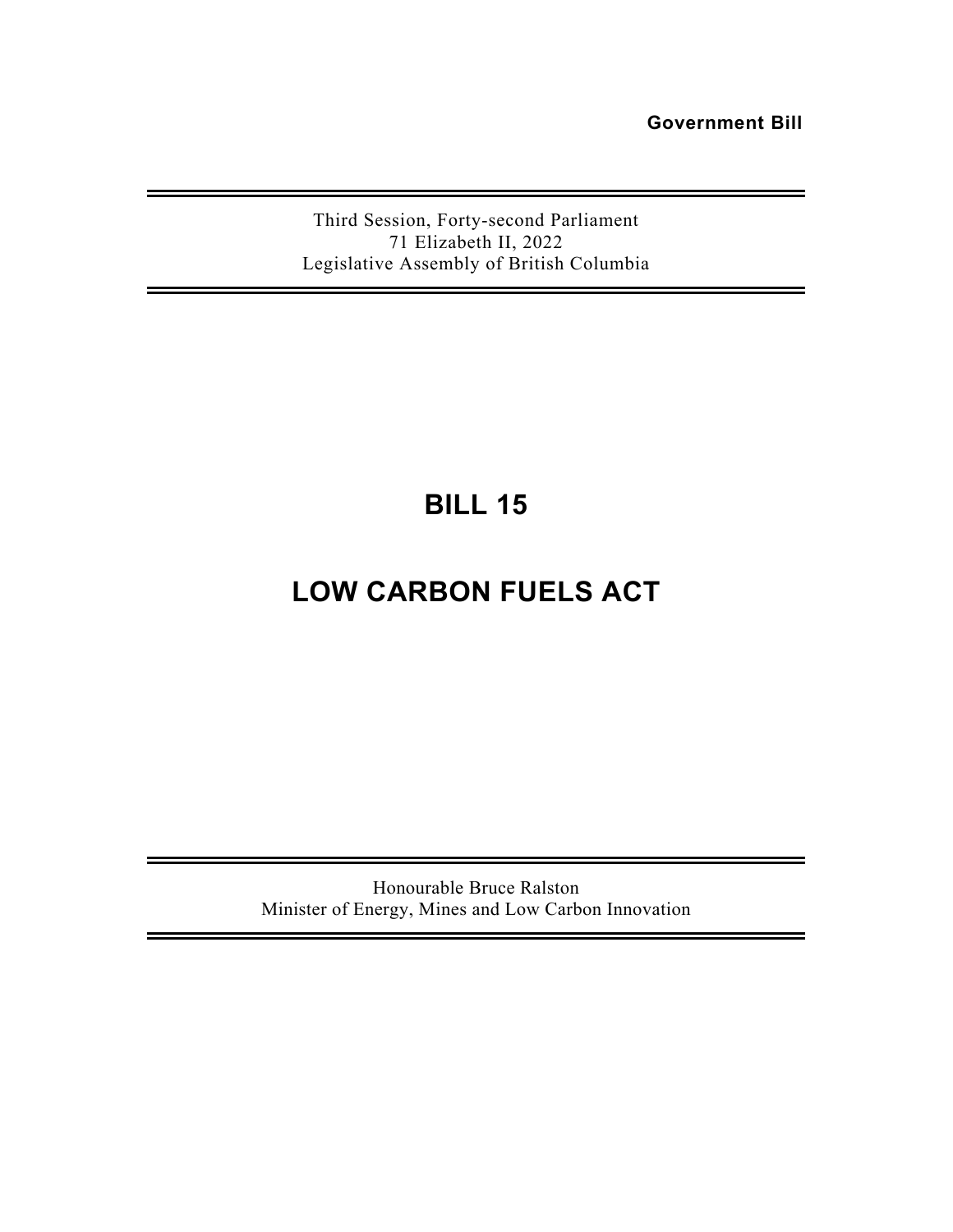**Government Bill**

Third Session, Forty-second Parliament
71 Elizabeth II, 2022
Legislative Assembly of British Columbia

# BILL 15

# LOW CARBON FUELS ACT

Honourable Bruce Ralston
Minister of Energy, Mines and Low Carbon Innovation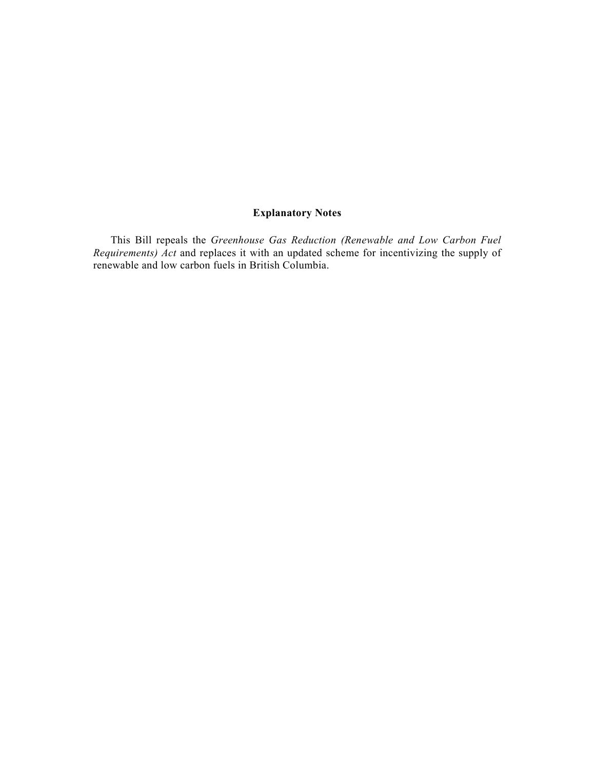**Explanatory Notes**

This Bill repeals the *Greenhouse Gas Reduction (Renewable and Low Carbon Fuel Requirements) Act* and replaces it with an updated scheme for incentivizing the supply of renewable and low carbon fuels in British Columbia.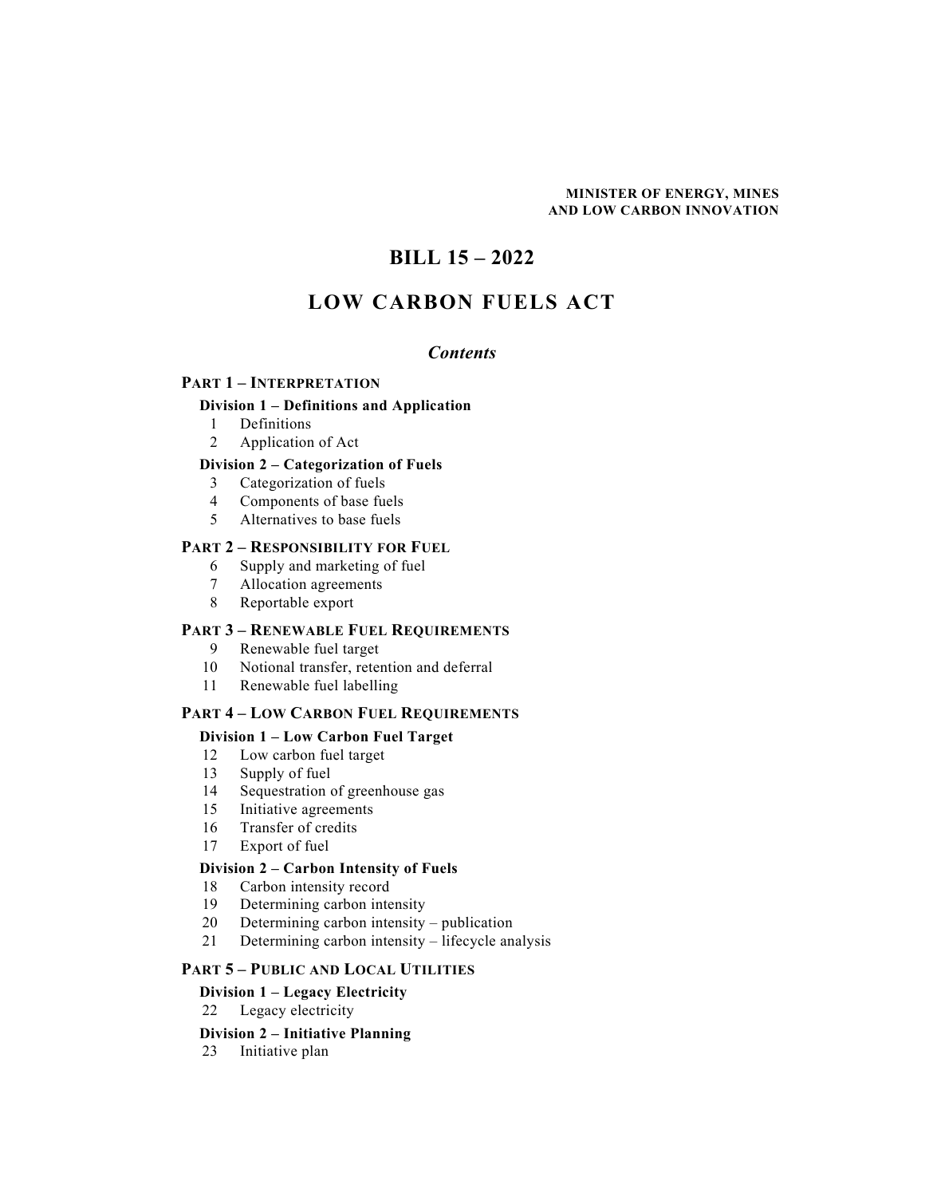**MINISTER OF ENERGY, MINES AND LOW CARBON INNOVATION**

# BILL 15 – 2022

# LOW CARBON FUELS ACT

*Contents*

## PART 1 – INTERPRETATION

### Division 1 – Definitions and Application

1 Definitions
2 Application of Act

### Division 2 – Categorization of Fuels

3 Categorization of fuels
4 Components of base fuels
5 Alternatives to base fuels

## PART 2 – RESPONSIBILITY FOR FUEL

6 Supply and marketing of fuel
7 Allocation agreements
8 Reportable export

## PART 3 – RENEWABLE FUEL REQUIREMENTS

9 Renewable fuel target
10 Notional transfer, retention and deferral
11 Renewable fuel labelling

## PART 4 – LOW CARBON FUEL REQUIREMENTS

### Division 1 – Low Carbon Fuel Target

12 Low carbon fuel target
13 Supply of fuel
14 Sequestration of greenhouse gas
15 Initiative agreements
16 Transfer of credits
17 Export of fuel

### Division 2 – Carbon Intensity of Fuels

18 Carbon intensity record
19 Determining carbon intensity
20 Determining carbon intensity – publication
21 Determining carbon intensity – lifecycle analysis

## PART 5 – PUBLIC AND LOCAL UTILITIES

### Division 1 – Legacy Electricity

22 Legacy electricity

### Division 2 – Initiative Planning

23 Initiative plan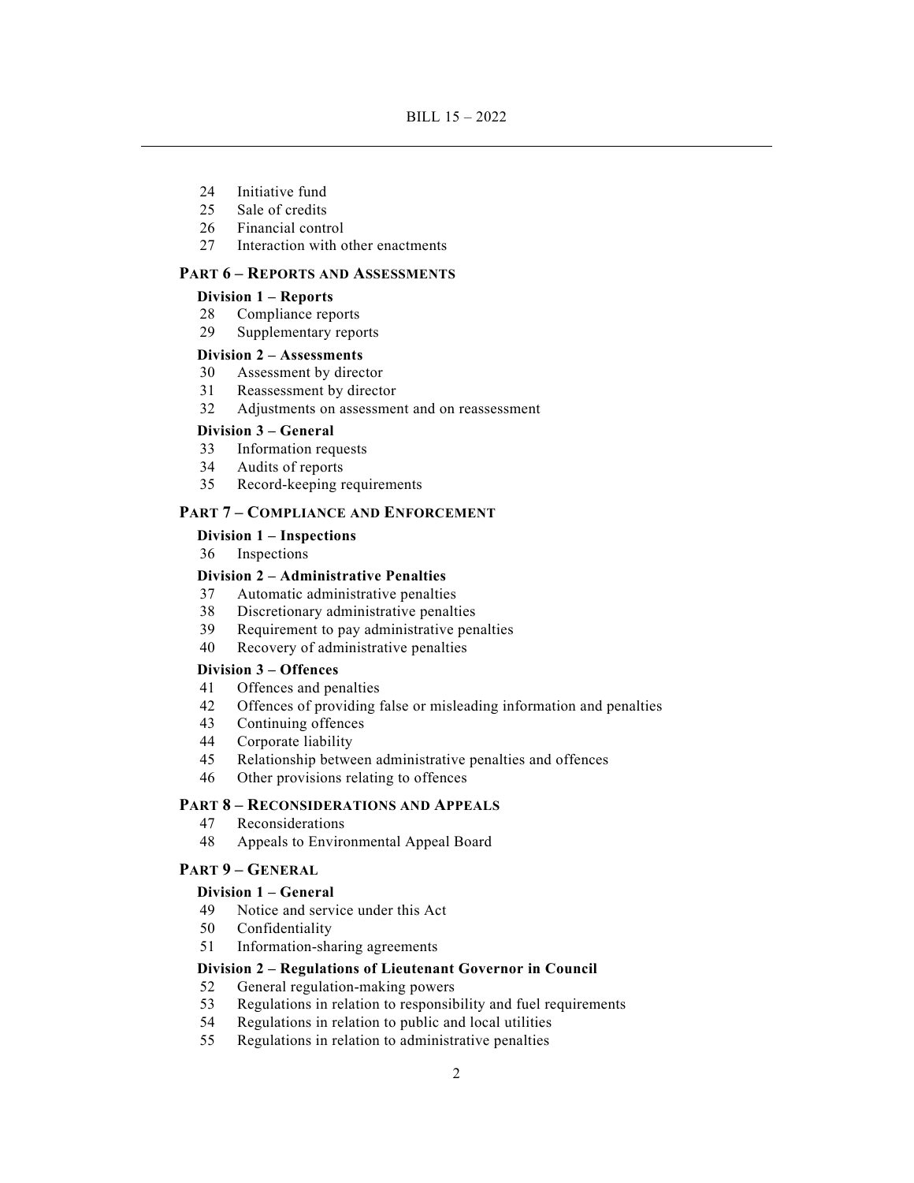24 Initiative fund
25 Sale of credits
26 Financial control
27 Interaction with other enactments

**PART 6 – REPORTS AND ASSESSMENTS**

**Division 1 – Reports**

28 Compliance reports
29 Supplementary reports

**Division 2 – Assessments**

30 Assessment by director
31 Reassessment by director
32 Adjustments on assessment and on reassessment

**Division 3 – General**

33 Information requests
34 Audits of reports
35 Record-keeping requirements

**PART 7 – COMPLIANCE AND ENFORCEMENT**

**Division 1 – Inspections**

36 Inspections

**Division 2 – Administrative Penalties**

37 Automatic administrative penalties
38 Discretionary administrative penalties
39 Requirement to pay administrative penalties
40 Recovery of administrative penalties

**Division 3 – Offences**

41 Offences and penalties
42 Offences of providing false or misleading information and penalties
43 Continuing offences
44 Corporate liability
45 Relationship between administrative penalties and offences
46 Other provisions relating to offences

**PART 8 – RECONSIDERATIONS AND APPEALS**

47 Reconsiderations
48 Appeals to Environmental Appeal Board

**PART 9 – GENERAL**

**Division 1 – General**

49 Notice and service under this Act
50 Confidentiality
51 Information-sharing agreements

**Division 2 – Regulations of Lieutenant Governor in Council**

52 General regulation-making powers
53 Regulations in relation to responsibility and fuel requirements
54 Regulations in relation to public and local utilities
55 Regulations in relation to administrative penalties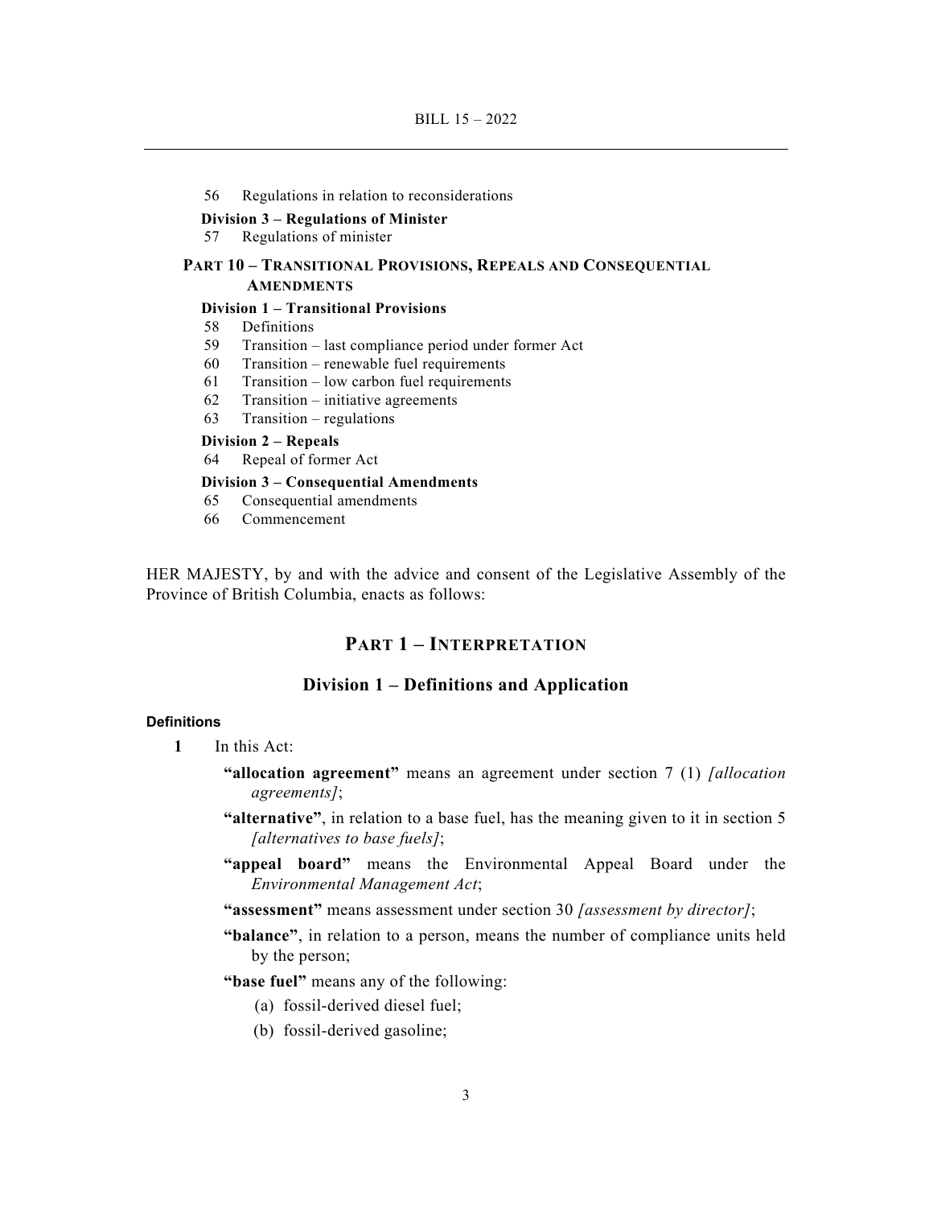56 Regulations in relation to reconsiderations

**Division 3 – Regulations of Minister**

57 Regulations of minister

**PART 10 – TRANSITIONAL PROVISIONS, REPEALS AND CONSEQUENTIAL AMENDMENTS**

**Division 1 – Transitional Provisions**

58 Definitions

59 Transition – last compliance period under former Act

60 Transition – renewable fuel requirements

61 Transition – low carbon fuel requirements

62 Transition – initiative agreements

63 Transition – regulations

**Division 2 – Repeals**

64 Repeal of former Act

**Division 3 – Consequential Amendments**

65 Consequential amendments

66 Commencement

HER MAJESTY, by and with the advice and consent of the Legislative Assembly of the Province of British Columbia, enacts as follows:

## PART 1 – INTERPRETATION

### Division 1 – Definitions and Application

#### Definitions

**1** In this Act:

**"allocation agreement"** means an agreement under section 7 (1) *[allocation agreements]*;

**"alternative"**, in relation to a base fuel, has the meaning given to it in section 5 *[alternatives to base fuels]*;

**"appeal board"** means the Environmental Appeal Board under the *Environmental Management Act*;

**"assessment"** means assessment under section 30 *[assessment by director]*;

**"balance"**, in relation to a person, means the number of compliance units held by the person;

**"base fuel"** means any of the following:

(a) fossil-derived diesel fuel;

(b) fossil-derived gasoline;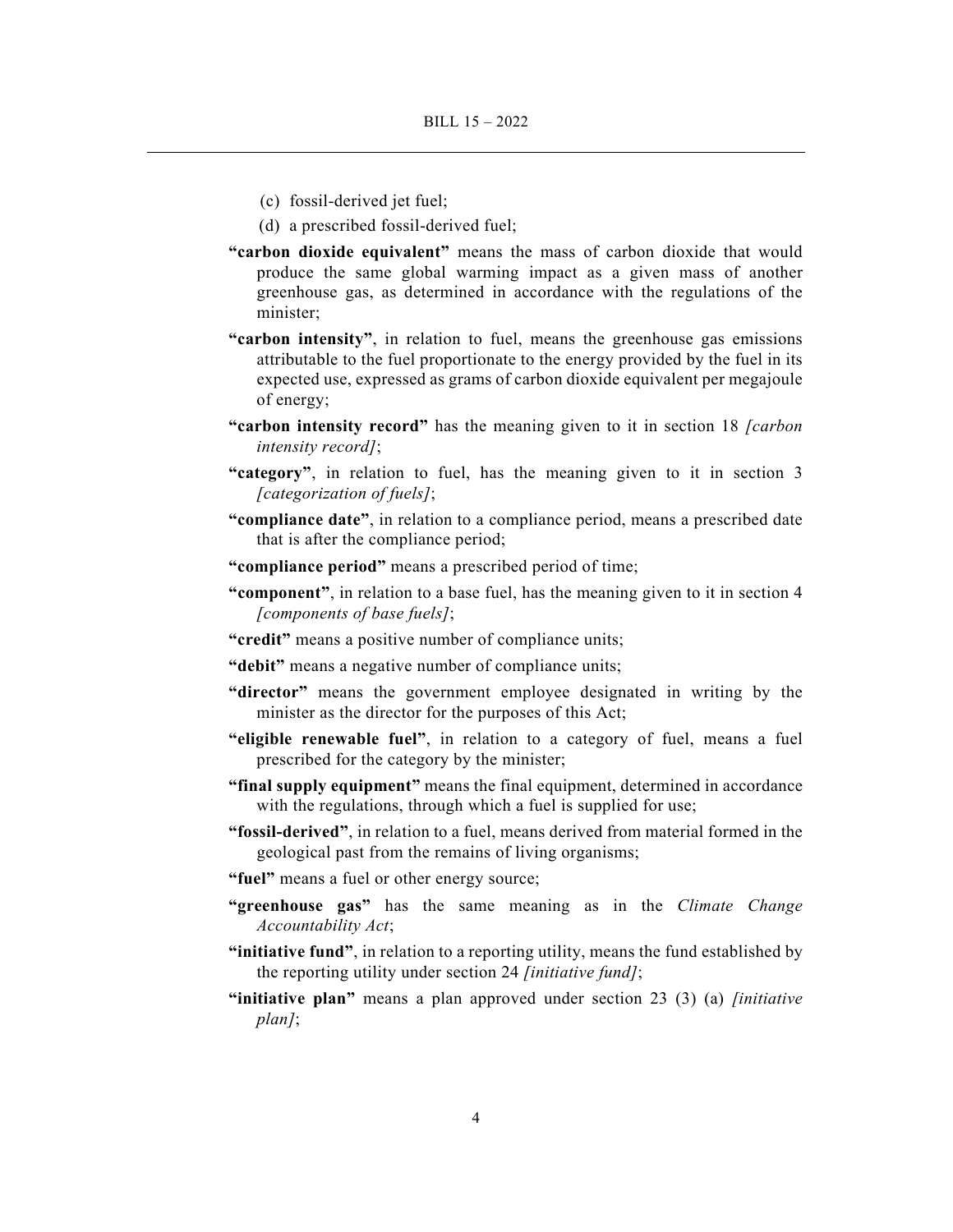(c) fossil-derived jet fuel;

(d) a prescribed fossil-derived fuel;

**"carbon dioxide equivalent"** means the mass of carbon dioxide that would produce the same global warming impact as a given mass of another greenhouse gas, as determined in accordance with the regulations of the minister;

**"carbon intensity"**, in relation to fuel, means the greenhouse gas emissions attributable to the fuel proportionate to the energy provided by the fuel in its expected use, expressed as grams of carbon dioxide equivalent per megajoule of energy;

**"carbon intensity record"** has the meaning given to it in section 18 *[carbon intensity record]*;

**"category"**, in relation to fuel, has the meaning given to it in section 3 *[categorization of fuels]*;

**"compliance date"**, in relation to a compliance period, means a prescribed date that is after the compliance period;

**"compliance period"** means a prescribed period of time;

**"component"**, in relation to a base fuel, has the meaning given to it in section 4 *[components of base fuels]*;

**"credit"** means a positive number of compliance units;

**"debit"** means a negative number of compliance units;

**"director"** means the government employee designated in writing by the minister as the director for the purposes of this Act;

**"eligible renewable fuel"**, in relation to a category of fuel, means a fuel prescribed for the category by the minister;

**"final supply equipment"** means the final equipment, determined in accordance with the regulations, through which a fuel is supplied for use;

**"fossil-derived"**, in relation to a fuel, means derived from material formed in the geological past from the remains of living organisms;

**"fuel"** means a fuel or other energy source;

**"greenhouse gas"** has the same meaning as in the *Climate Change Accountability Act*;

**"initiative fund"**, in relation to a reporting utility, means the fund established by the reporting utility under section 24 *[initiative fund]*;

**"initiative plan"** means a plan approved under section 23 (3) (a) *[initiative plan]*;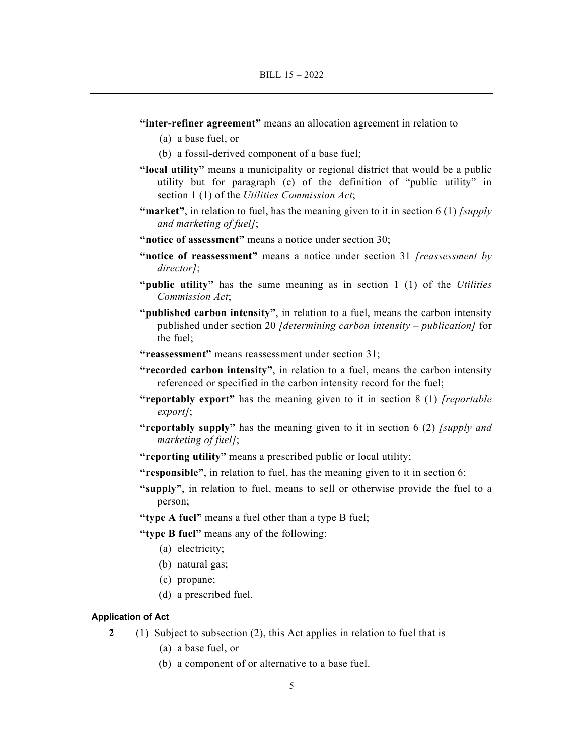**"inter-refiner agreement"** means an allocation agreement in relation to

(a) a base fuel, or

(b) a fossil-derived component of a base fuel;

**"local utility"** means a municipality or regional district that would be a public utility but for paragraph (c) of the definition of "public utility" in section 1 (1) of the *Utilities Commission Act*;

**"market"**, in relation to fuel, has the meaning given to it in section 6 (1) *[supply and marketing of fuel]*;

**"notice of assessment"** means a notice under section 30;

**"notice of reassessment"** means a notice under section 31 *[reassessment by director]*;

**"public utility"** has the same meaning as in section 1 (1) of the *Utilities Commission Act*;

**"published carbon intensity"**, in relation to a fuel, means the carbon intensity published under section 20 *[determining carbon intensity – publication]* for the fuel;

**"reassessment"** means reassessment under section 31;

**"recorded carbon intensity"**, in relation to a fuel, means the carbon intensity referenced or specified in the carbon intensity record for the fuel;

**"reportably export"** has the meaning given to it in section 8 (1) *[reportable export]*;

**"reportably supply"** has the meaning given to it in section 6 (2) *[supply and marketing of fuel]*;

**"reporting utility"** means a prescribed public or local utility;

**"responsible"**, in relation to fuel, has the meaning given to it in section 6;

**"supply"**, in relation to fuel, means to sell or otherwise provide the fuel to a person;

**"type A fuel"** means a fuel other than a type B fuel;

**"type B fuel"** means any of the following:

(a) electricity;

(b) natural gas;

(c) propane;

(d) a prescribed fuel.

#### Application of Act

**2** (1) Subject to subsection (2), this Act applies in relation to fuel that is

(a) a base fuel, or

(b) a component of or alternative to a base fuel.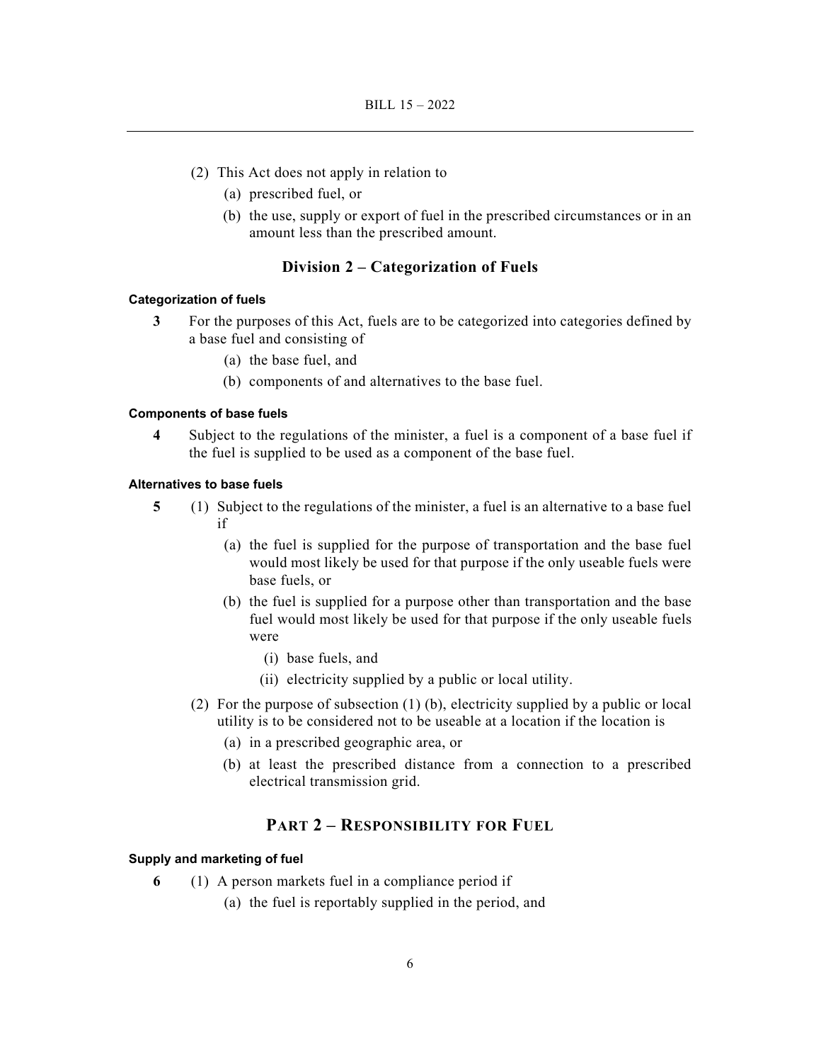(2) This Act does not apply in relation to

(a) prescribed fuel, or

(b) the use, supply or export of fuel in the prescribed circumstances or in an amount less than the prescribed amount.

## Division 2 – Categorization of Fuels

#### Categorization of fuels

**3** For the purposes of this Act, fuels are to be categorized into categories defined by a base fuel and consisting of

(a) the base fuel, and

(b) components of and alternatives to the base fuel.

#### Components of base fuels

**4** Subject to the regulations of the minister, a fuel is a component of a base fuel if the fuel is supplied to be used as a component of the base fuel.

#### Alternatives to base fuels

**5** (1) Subject to the regulations of the minister, a fuel is an alternative to a base fuel if

(a) the fuel is supplied for the purpose of transportation and the base fuel would most likely be used for that purpose if the only useable fuels were base fuels, or

(b) the fuel is supplied for a purpose other than transportation and the base fuel would most likely be used for that purpose if the only useable fuels were

(i) base fuels, and

(ii) electricity supplied by a public or local utility.

(2) For the purpose of subsection (1) (b), electricity supplied by a public or local utility is to be considered not to be useable at a location if the location is

(a) in a prescribed geographic area, or

(b) at least the prescribed distance from a connection to a prescribed electrical transmission grid.

## PART 2 – RESPONSIBILITY FOR FUEL

#### Supply and marketing of fuel

**6** (1) A person markets fuel in a compliance period if

(a) the fuel is reportably supplied in the period, and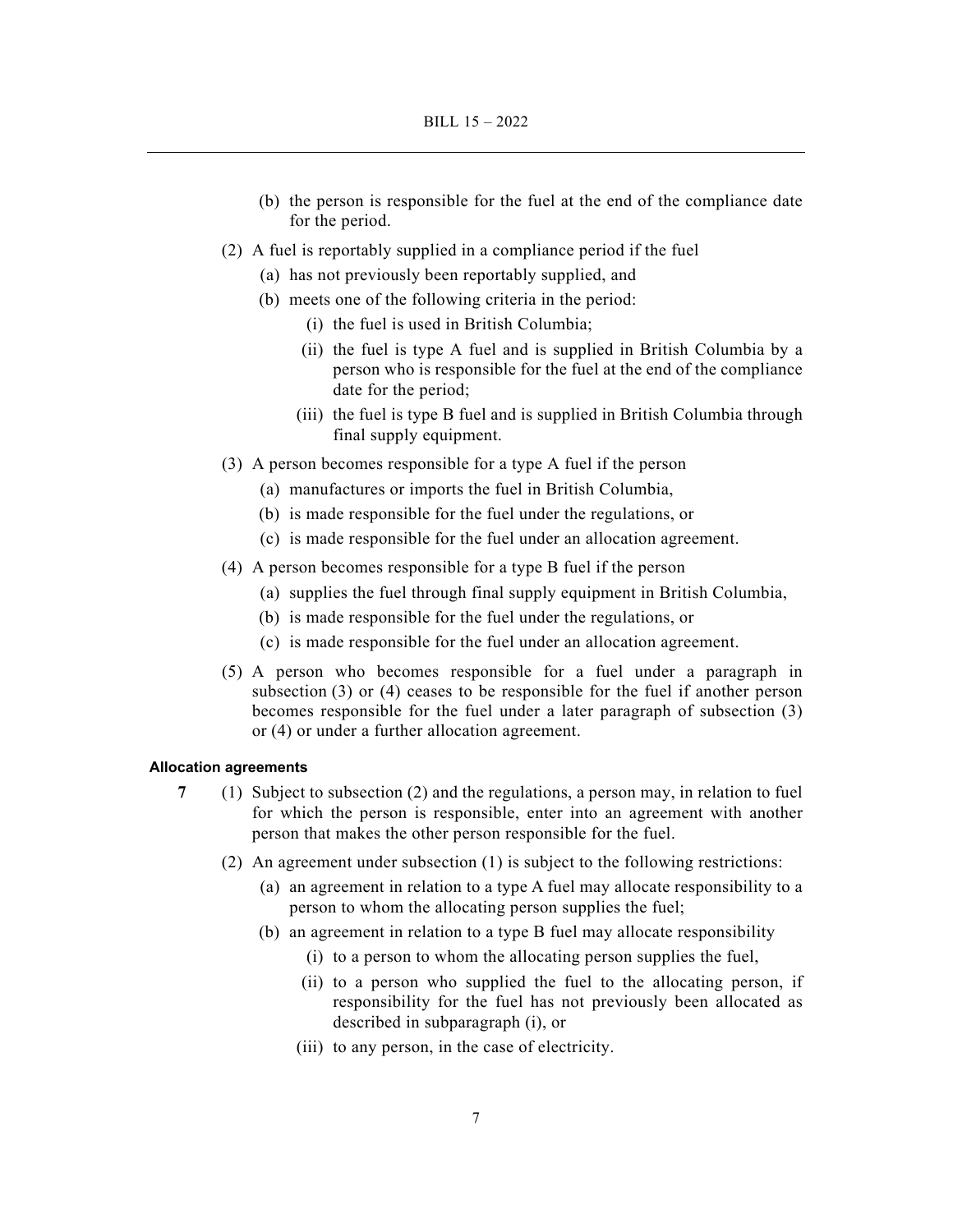(b) the person is responsible for the fuel at the end of the compliance date for the period.

(2) A fuel is reportably supplied in a compliance period if the fuel

(a) has not previously been reportably supplied, and

(b) meets one of the following criteria in the period:

(i) the fuel is used in British Columbia;

(ii) the fuel is type A fuel and is supplied in British Columbia by a person who is responsible for the fuel at the end of the compliance date for the period;

(iii) the fuel is type B fuel and is supplied in British Columbia through final supply equipment.

(3) A person becomes responsible for a type A fuel if the person

(a) manufactures or imports the fuel in British Columbia,

(b) is made responsible for the fuel under the regulations, or

(c) is made responsible for the fuel under an allocation agreement.

(4) A person becomes responsible for a type B fuel if the person

(a) supplies the fuel through final supply equipment in British Columbia,

(b) is made responsible for the fuel under the regulations, or

(c) is made responsible for the fuel under an allocation agreement.

(5) A person who becomes responsible for a fuel under a paragraph in subsection (3) or (4) ceases to be responsible for the fuel if another person becomes responsible for the fuel under a later paragraph of subsection (3) or (4) or under a further allocation agreement.

**Allocation agreements**

**7** (1) Subject to subsection (2) and the regulations, a person may, in relation to fuel for which the person is responsible, enter into an agreement with another person that makes the other person responsible for the fuel.

(2) An agreement under subsection (1) is subject to the following restrictions:

(a) an agreement in relation to a type A fuel may allocate responsibility to a person to whom the allocating person supplies the fuel;

(b) an agreement in relation to a type B fuel may allocate responsibility

(i) to a person to whom the allocating person supplies the fuel,

(ii) to a person who supplied the fuel to the allocating person, if responsibility for the fuel has not previously been allocated as described in subparagraph (i), or

(iii) to any person, in the case of electricity.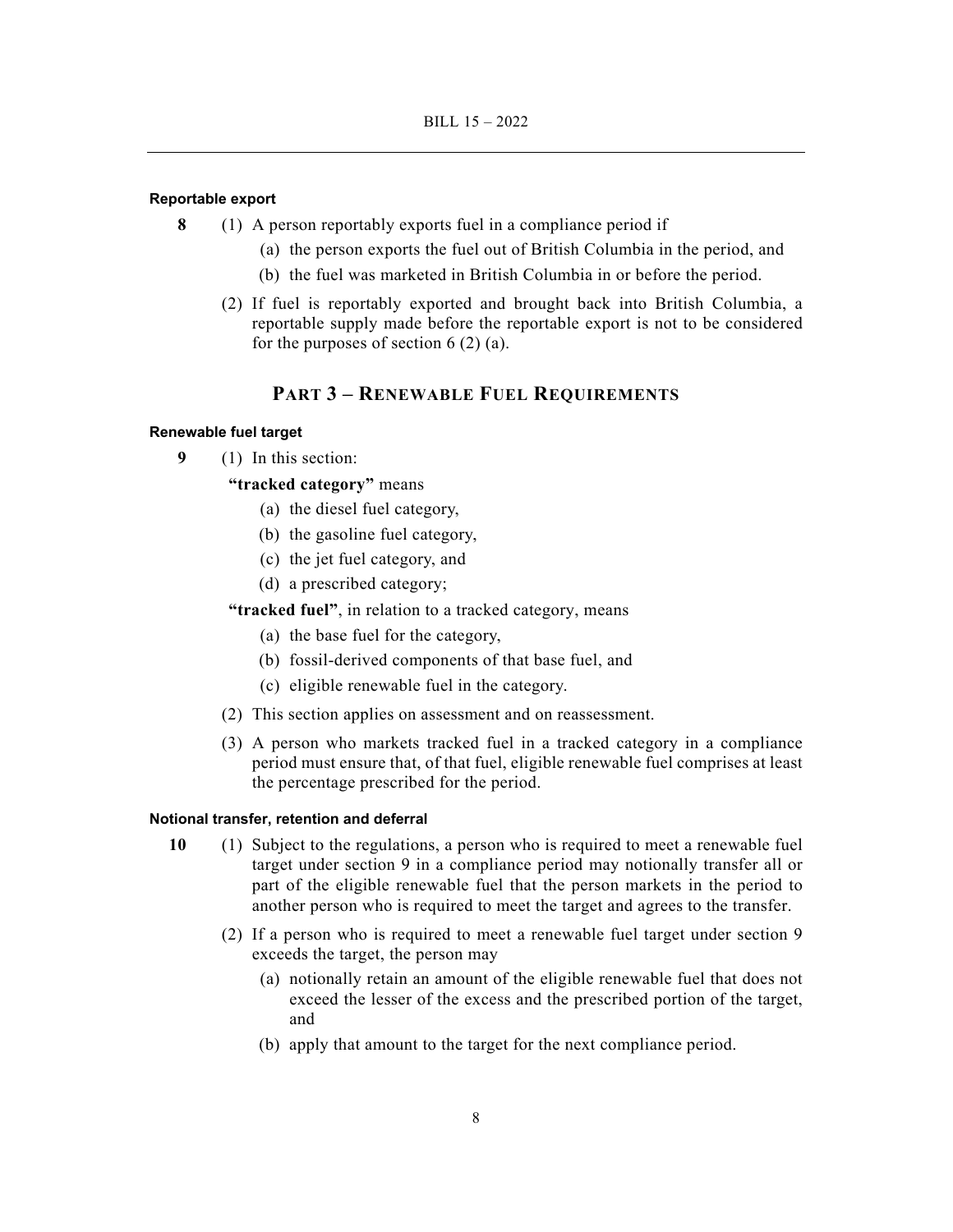#### Reportable export

**8** (1) A person reportably exports fuel in a compliance period if

(a) the person exports the fuel out of British Columbia in the period, and

(b) the fuel was marketed in British Columbia in or before the period.

(2) If fuel is reportably exported and brought back into British Columbia, a reportable supply made before the reportable export is not to be considered for the purposes of section 6 (2) (a).

## PART 3 – RENEWABLE FUEL REQUIREMENTS

#### Renewable fuel target

**9** (1) In this section:

**"tracked category"** means

(a) the diesel fuel category,

(b) the gasoline fuel category,

(c) the jet fuel category, and

(d) a prescribed category;

**"tracked fuel"**, in relation to a tracked category, means

(a) the base fuel for the category,

(b) fossil-derived components of that base fuel, and

(c) eligible renewable fuel in the category.

(2) This section applies on assessment and on reassessment.

(3) A person who markets tracked fuel in a tracked category in a compliance period must ensure that, of that fuel, eligible renewable fuel comprises at least the percentage prescribed for the period.

#### Notional transfer, retention and deferral

**10** (1) Subject to the regulations, a person who is required to meet a renewable fuel target under section 9 in a compliance period may notionally transfer all or part of the eligible renewable fuel that the person markets in the period to another person who is required to meet the target and agrees to the transfer.

(2) If a person who is required to meet a renewable fuel target under section 9 exceeds the target, the person may

(a) notionally retain an amount of the eligible renewable fuel that does not exceed the lesser of the excess and the prescribed portion of the target, and

(b) apply that amount to the target for the next compliance period.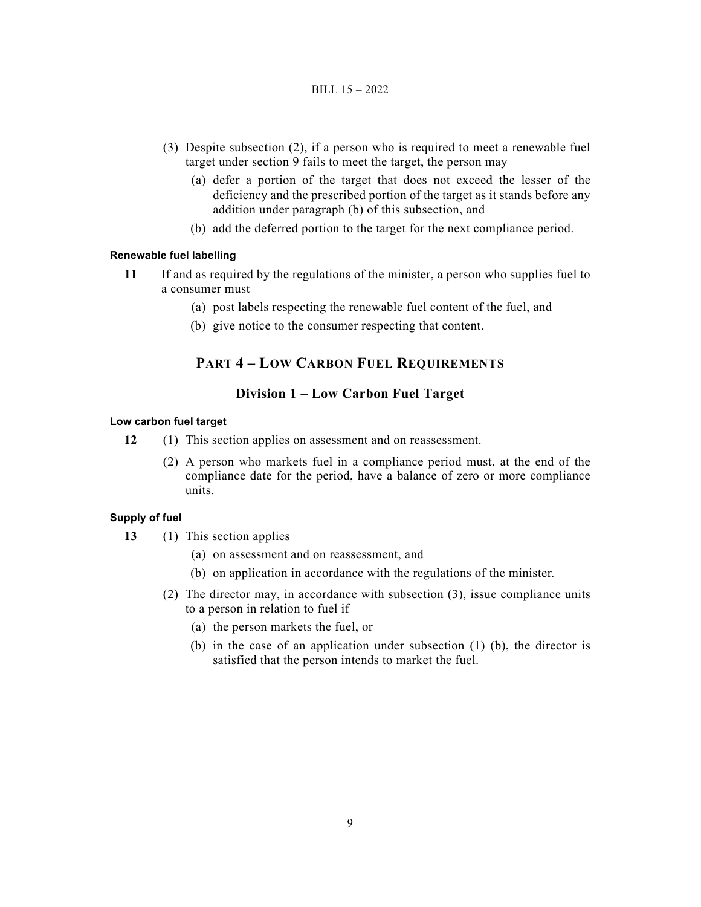(3) Despite subsection (2), if a person who is required to meet a renewable fuel target under section 9 fails to meet the target, the person may

(a) defer a portion of the target that does not exceed the lesser of the deficiency and the prescribed portion of the target as it stands before any addition under paragraph (b) of this subsection, and

(b) add the deferred portion to the target for the next compliance period.

**Renewable fuel labelling**

**11** If and as required by the regulations of the minister, a person who supplies fuel to a consumer must

(a) post labels respecting the renewable fuel content of the fuel, and

(b) give notice to the consumer respecting that content.

## PART 4 – LOW CARBON FUEL REQUIREMENTS

### Division 1 – Low Carbon Fuel Target

**Low carbon fuel target**

**12** (1) This section applies on assessment and on reassessment.

(2) A person who markets fuel in a compliance period must, at the end of the compliance date for the period, have a balance of zero or more compliance units.

**Supply of fuel**

**13** (1) This section applies

(a) on assessment and on reassessment, and

(b) on application in accordance with the regulations of the minister.

(2) The director may, in accordance with subsection (3), issue compliance units to a person in relation to fuel if

(a) the person markets the fuel, or

(b) in the case of an application under subsection (1) (b), the director is satisfied that the person intends to market the fuel.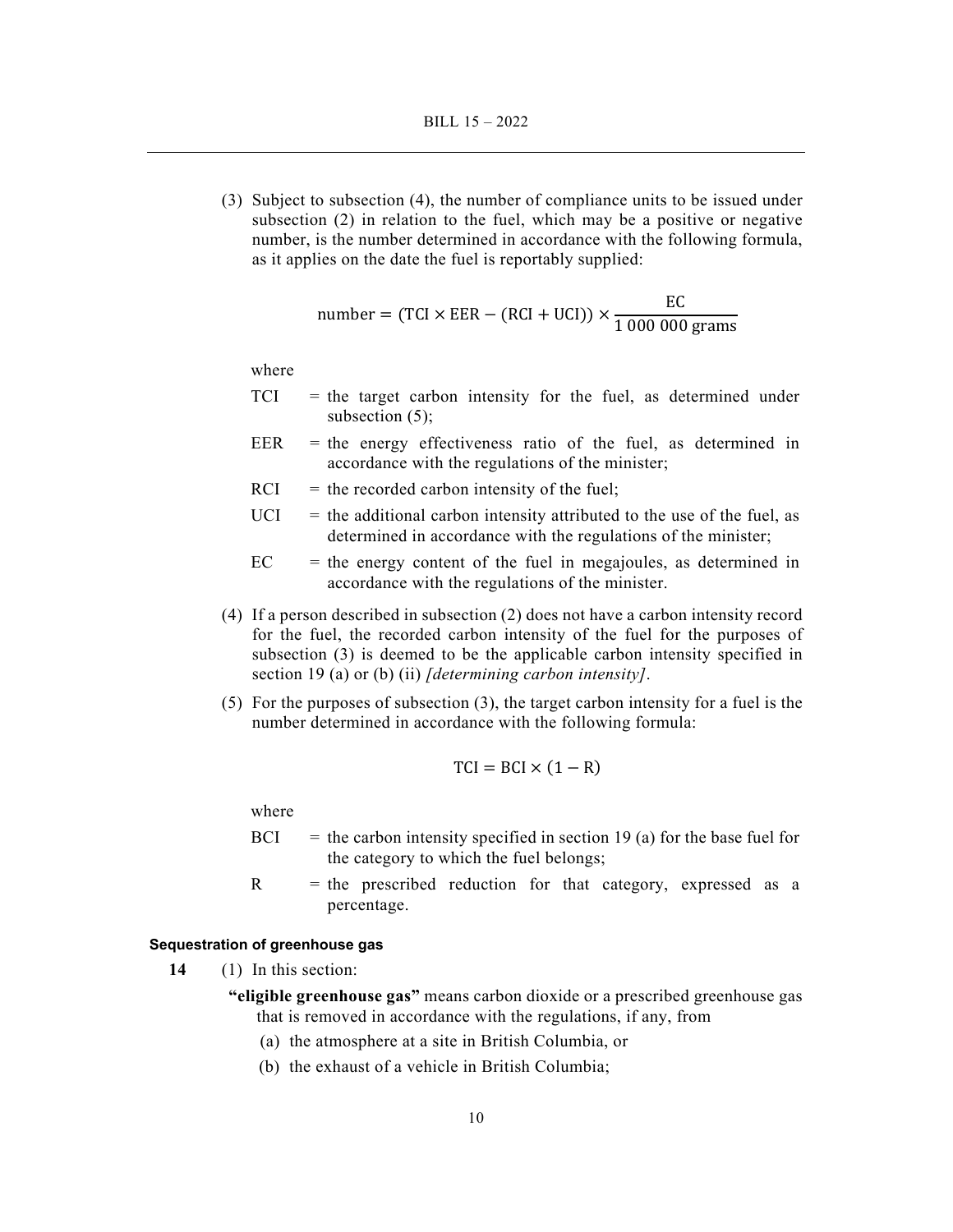(3) Subject to subsection (4), the number of compliance units to be issued under subsection (2) in relation to the fuel, which may be a positive or negative number, is the number determined in accordance with the following formula, as it applies on the date the fuel is reportably supplied:

$$\text{number} = (\text{TCI} \times \text{EER} - (\text{RCI} + \text{UCI})) \times \frac{\text{EC}}{1\ 000\ 000\ \text{grams}}$$

where

- TCI = the target carbon intensity for the fuel, as determined under subsection (5);
- EER = the energy effectiveness ratio of the fuel, as determined in accordance with the regulations of the minister;
- RCI = the recorded carbon intensity of the fuel;
- UCI = the additional carbon intensity attributed to the use of the fuel, as determined in accordance with the regulations of the minister;
- EC = the energy content of the fuel in megajoules, as determined in accordance with the regulations of the minister.

(4) If a person described in subsection (2) does not have a carbon intensity record for the fuel, the recorded carbon intensity of the fuel for the purposes of subsection (3) is deemed to be the applicable carbon intensity specified in section 19 (a) or (b) (ii) *[determining carbon intensity]*.

(5) For the purposes of subsection (3), the target carbon intensity for a fuel is the number determined in accordance with the following formula:

$$\text{TCI} = \text{BCI} \times (1 - \text{R})$$

where

- BCI = the carbon intensity specified in section 19 (a) for the base fuel for the category to which the fuel belongs;
- R = the prescribed reduction for that category, expressed as a percentage.

#### Sequestration of greenhouse gas

**14** (1) In this section:

**"eligible greenhouse gas"** means carbon dioxide or a prescribed greenhouse gas that is removed in accordance with the regulations, if any, from

(a) the atmosphere at a site in British Columbia, or

(b) the exhaust of a vehicle in British Columbia;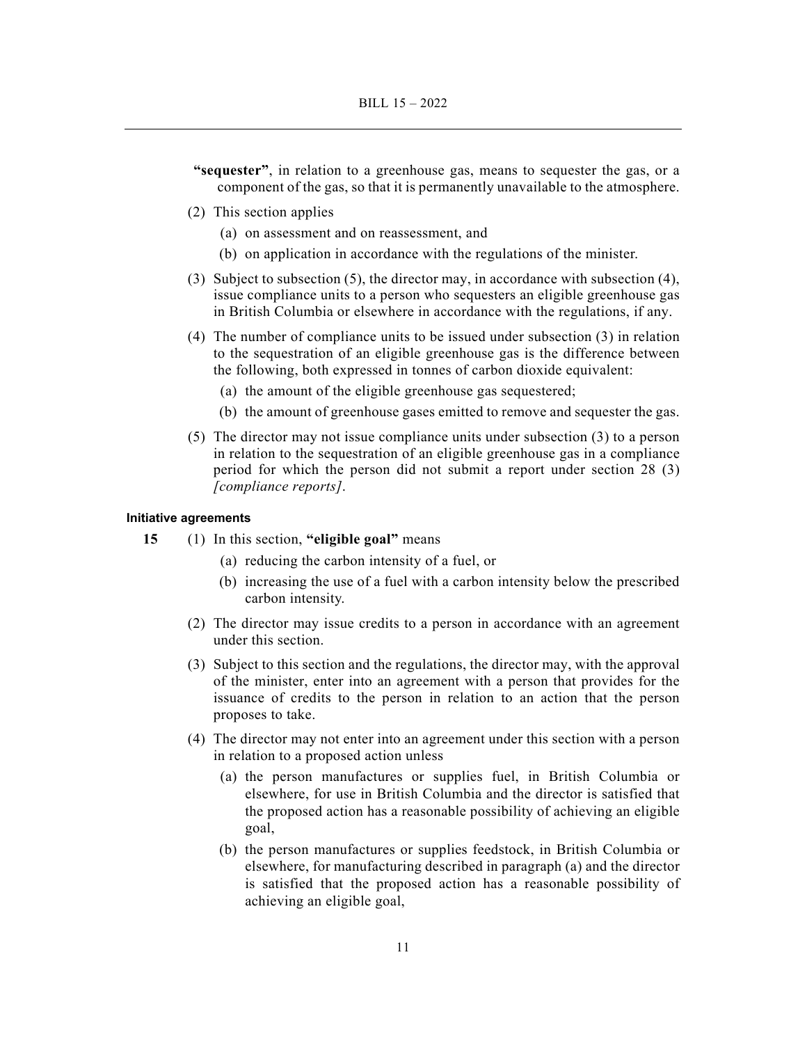**"sequester"**, in relation to a greenhouse gas, means to sequester the gas, or a component of the gas, so that it is permanently unavailable to the atmosphere.

(2) This section applies

(a) on assessment and on reassessment, and

(b) on application in accordance with the regulations of the minister.

(3) Subject to subsection (5), the director may, in accordance with subsection (4), issue compliance units to a person who sequesters an eligible greenhouse gas in British Columbia or elsewhere in accordance with the regulations, if any.

(4) The number of compliance units to be issued under subsection (3) in relation to the sequestration of an eligible greenhouse gas is the difference between the following, both expressed in tonnes of carbon dioxide equivalent:

(a) the amount of the eligible greenhouse gas sequestered;

(b) the amount of greenhouse gases emitted to remove and sequester the gas.

(5) The director may not issue compliance units under subsection (3) to a person in relation to the sequestration of an eligible greenhouse gas in a compliance period for which the person did not submit a report under section 28 (3) *[compliance reports]*.

#### Initiative agreements

**15** (1) In this section, **"eligible goal"** means

(a) reducing the carbon intensity of a fuel, or

(b) increasing the use of a fuel with a carbon intensity below the prescribed carbon intensity.

(2) The director may issue credits to a person in accordance with an agreement under this section.

(3) Subject to this section and the regulations, the director may, with the approval of the minister, enter into an agreement with a person that provides for the issuance of credits to the person in relation to an action that the person proposes to take.

(4) The director may not enter into an agreement under this section with a person in relation to a proposed action unless

(a) the person manufactures or supplies fuel, in British Columbia or elsewhere, for use in British Columbia and the director is satisfied that the proposed action has a reasonable possibility of achieving an eligible goal,

(b) the person manufactures or supplies feedstock, in British Columbia or elsewhere, for manufacturing described in paragraph (a) and the director is satisfied that the proposed action has a reasonable possibility of achieving an eligible goal,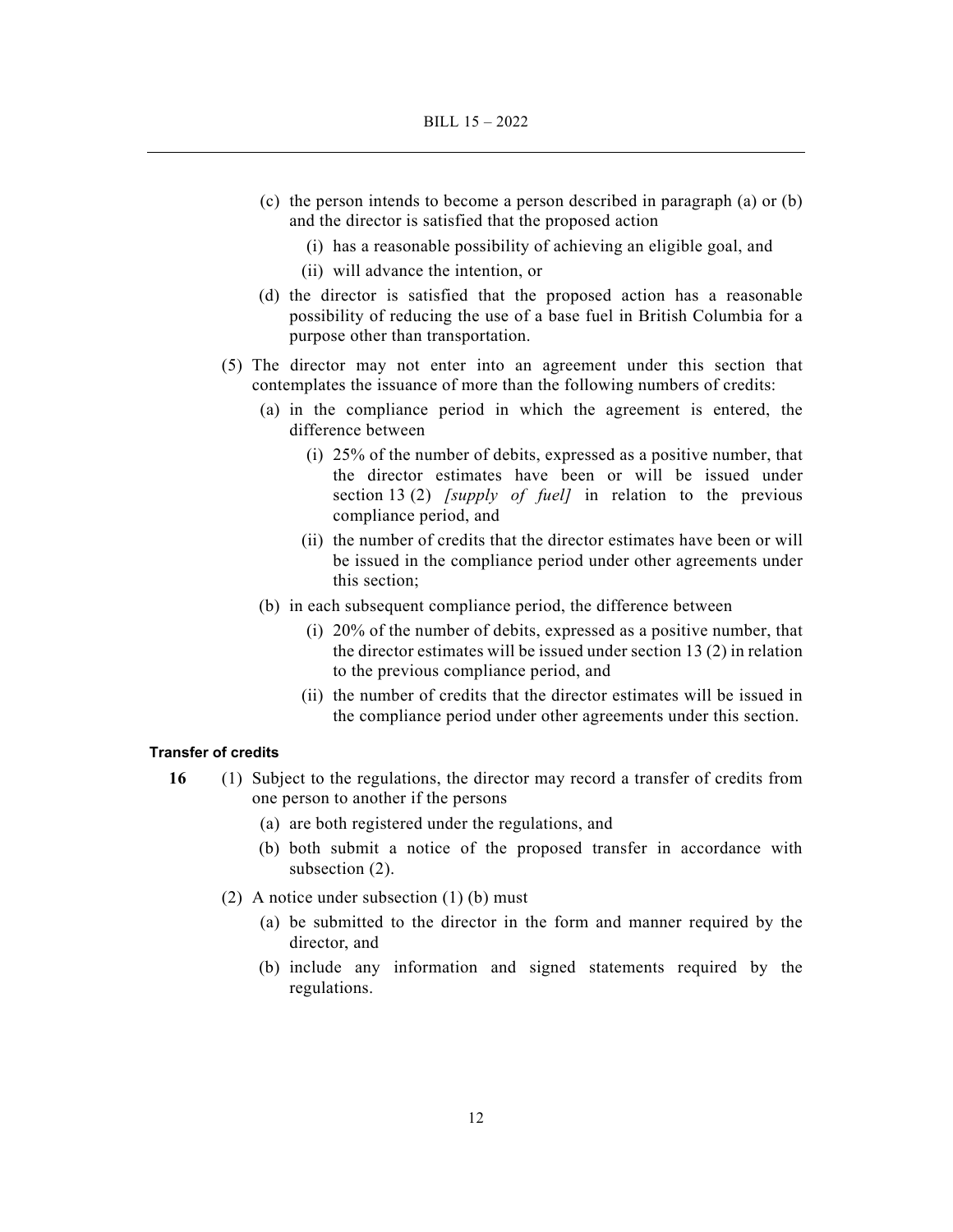(c) the person intends to become a person described in paragraph (a) or (b) and the director is satisfied that the proposed action

(i) has a reasonable possibility of achieving an eligible goal, and

(ii) will advance the intention, or

(d) the director is satisfied that the proposed action has a reasonable possibility of reducing the use of a base fuel in British Columbia for a purpose other than transportation.

(5) The director may not enter into an agreement under this section that contemplates the issuance of more than the following numbers of credits:

(a) in the compliance period in which the agreement is entered, the difference between

(i) 25% of the number of debits, expressed as a positive number, that the director estimates have been or will be issued under section 13 (2) *[supply of fuel]* in relation to the previous compliance period, and

(ii) the number of credits that the director estimates have been or will be issued in the compliance period under other agreements under this section;

(b) in each subsequent compliance period, the difference between

(i) 20% of the number of debits, expressed as a positive number, that the director estimates will be issued under section 13 (2) in relation to the previous compliance period, and

(ii) the number of credits that the director estimates will be issued in the compliance period under other agreements under this section.

#### Transfer of credits

**16** (1) Subject to the regulations, the director may record a transfer of credits from one person to another if the persons

(a) are both registered under the regulations, and

(b) both submit a notice of the proposed transfer in accordance with subsection (2).

(2) A notice under subsection (1) (b) must

(a) be submitted to the director in the form and manner required by the director, and

(b) include any information and signed statements required by the regulations.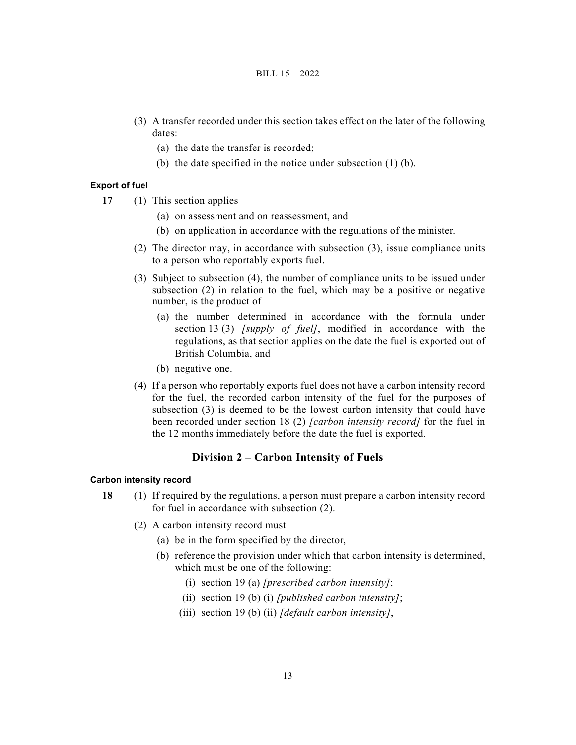(3) A transfer recorded under this section takes effect on the later of the following dates:

(a) the date the transfer is recorded;

(b) the date specified in the notice under subsection (1) (b).

**Export of fuel**

**17** (1) This section applies

(a) on assessment and on reassessment, and

(b) on application in accordance with the regulations of the minister.

(2) The director may, in accordance with subsection (3), issue compliance units to a person who reportably exports fuel.

(3) Subject to subsection (4), the number of compliance units to be issued under subsection (2) in relation to the fuel, which may be a positive or negative number, is the product of

(a) the number determined in accordance with the formula under section 13 (3) *[supply of fuel]*, modified in accordance with the regulations, as that section applies on the date the fuel is exported out of British Columbia, and

(b) negative one.

(4) If a person who reportably exports fuel does not have a carbon intensity record for the fuel, the recorded carbon intensity of the fuel for the purposes of subsection (3) is deemed to be the lowest carbon intensity that could have been recorded under section 18 (2) *[carbon intensity record]* for the fuel in the 12 months immediately before the date the fuel is exported.

## Division 2 – Carbon Intensity of Fuels

**Carbon intensity record**

**18** (1) If required by the regulations, a person must prepare a carbon intensity record for fuel in accordance with subsection (2).

(2) A carbon intensity record must

(a) be in the form specified by the director,

(b) reference the provision under which that carbon intensity is determined, which must be one of the following:

(i) section 19 (a) *[prescribed carbon intensity]*;

(ii) section 19 (b) (i) *[published carbon intensity]*;

(iii) section 19 (b) (ii) *[default carbon intensity]*,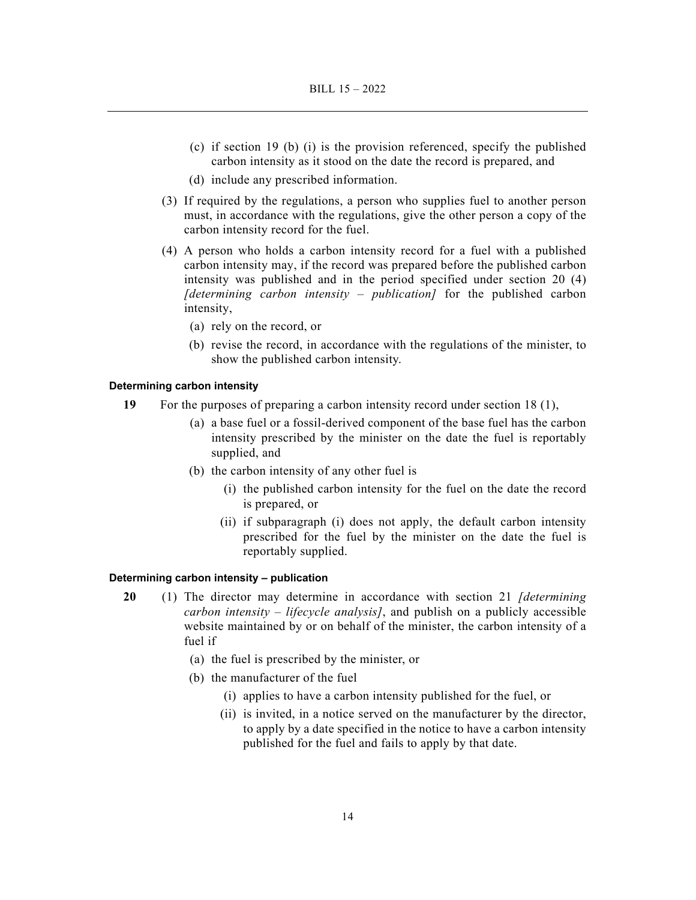(c) if section 19 (b) (i) is the provision referenced, specify the published carbon intensity as it stood on the date the record is prepared, and

(d) include any prescribed information.

(3) If required by the regulations, a person who supplies fuel to another person must, in accordance with the regulations, give the other person a copy of the carbon intensity record for the fuel.

(4) A person who holds a carbon intensity record for a fuel with a published carbon intensity may, if the record was prepared before the published carbon intensity was published and in the period specified under section 20 (4) *[determining carbon intensity – publication]* for the published carbon intensity,

(a) rely on the record, or

(b) revise the record, in accordance with the regulations of the minister, to show the published carbon intensity.

#### Determining carbon intensity

**19** For the purposes of preparing a carbon intensity record under section 18 (1),

(a) a base fuel or a fossil-derived component of the base fuel has the carbon intensity prescribed by the minister on the date the fuel is reportably supplied, and

(b) the carbon intensity of any other fuel is

(i) the published carbon intensity for the fuel on the date the record is prepared, or

(ii) if subparagraph (i) does not apply, the default carbon intensity prescribed for the fuel by the minister on the date the fuel is reportably supplied.

#### Determining carbon intensity – publication

**20** (1) The director may determine in accordance with section 21 *[determining carbon intensity – lifecycle analysis]*, and publish on a publicly accessible website maintained by or on behalf of the minister, the carbon intensity of a fuel if

(a) the fuel is prescribed by the minister, or

(b) the manufacturer of the fuel

(i) applies to have a carbon intensity published for the fuel, or

(ii) is invited, in a notice served on the manufacturer by the director, to apply by a date specified in the notice to have a carbon intensity published for the fuel and fails to apply by that date.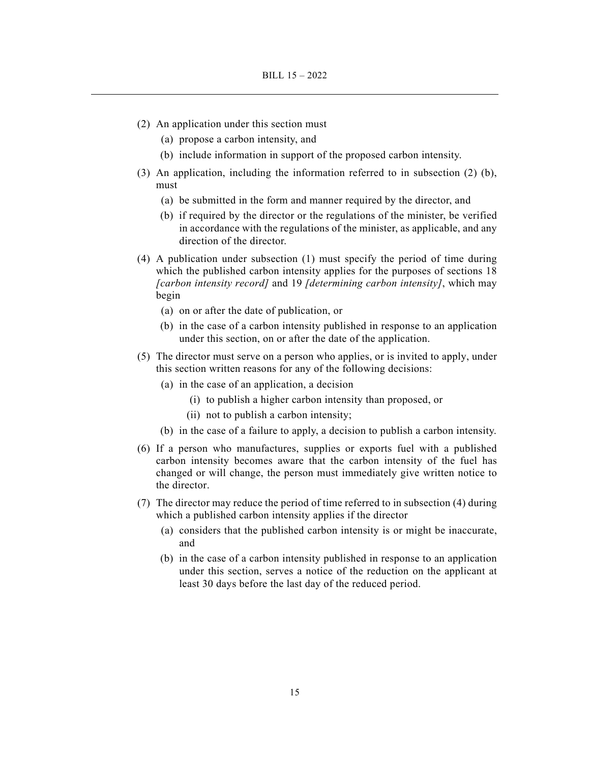(2) An application under this section must

  (a) propose a carbon intensity, and

  (b) include information in support of the proposed carbon intensity.

(3) An application, including the information referred to in subsection (2) (b), must

  (a) be submitted in the form and manner required by the director, and

  (b) if required by the director or the regulations of the minister, be verified in accordance with the regulations of the minister, as applicable, and any direction of the director.

(4) A publication under subsection (1) must specify the period of time during which the published carbon intensity applies for the purposes of sections 18 *[carbon intensity record]* and 19 *[determining carbon intensity]*, which may begin

  (a) on or after the date of publication, or

  (b) in the case of a carbon intensity published in response to an application under this section, on or after the date of the application.

(5) The director must serve on a person who applies, or is invited to apply, under this section written reasons for any of the following decisions:

  (a) in the case of an application, a decision

    (i) to publish a higher carbon intensity than proposed, or

    (ii) not to publish a carbon intensity;

  (b) in the case of a failure to apply, a decision to publish a carbon intensity.

(6) If a person who manufactures, supplies or exports fuel with a published carbon intensity becomes aware that the carbon intensity of the fuel has changed or will change, the person must immediately give written notice to the director.

(7) The director may reduce the period of time referred to in subsection (4) during which a published carbon intensity applies if the director

  (a) considers that the published carbon intensity is or might be inaccurate, and

  (b) in the case of a carbon intensity published in response to an application under this section, serves a notice of the reduction on the applicant at least 30 days before the last day of the reduced period.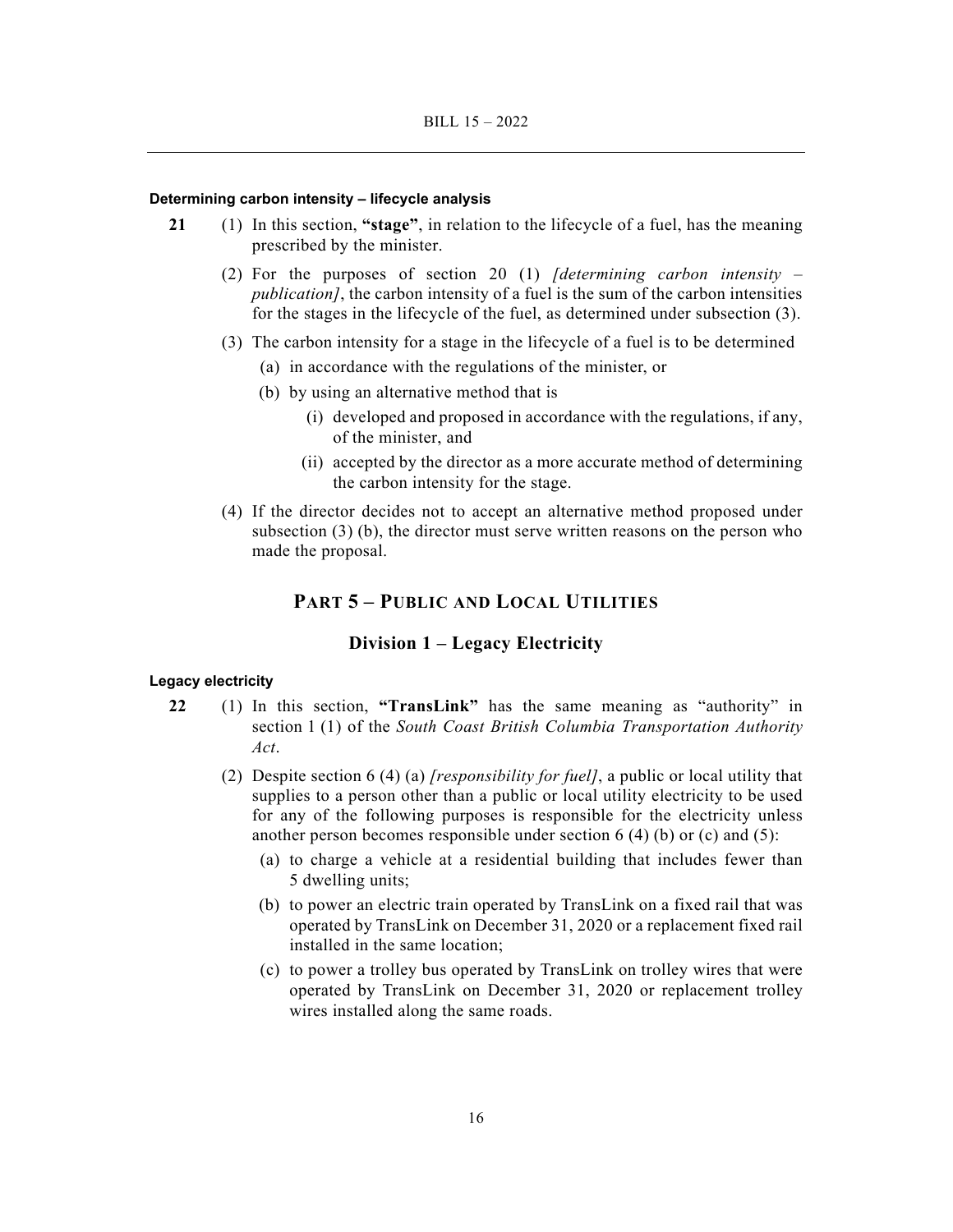**Determining carbon intensity – lifecycle analysis**

**21** (1) In this section, **"stage"**, in relation to the lifecycle of a fuel, has the meaning prescribed by the minister.

(2) For the purposes of section 20 (1) *[determining carbon intensity – publication]*, the carbon intensity of a fuel is the sum of the carbon intensities for the stages in the lifecycle of the fuel, as determined under subsection (3).

(3) The carbon intensity for a stage in the lifecycle of a fuel is to be determined

(a) in accordance with the regulations of the minister, or

(b) by using an alternative method that is

(i) developed and proposed in accordance with the regulations, if any, of the minister, and

(ii) accepted by the director as a more accurate method of determining the carbon intensity for the stage.

(4) If the director decides not to accept an alternative method proposed under subsection (3) (b), the director must serve written reasons on the person who made the proposal.

## PART 5 – PUBLIC AND LOCAL UTILITIES

### Division 1 – Legacy Electricity

**Legacy electricity**

**22** (1) In this section, **"TransLink"** has the same meaning as "authority" in section 1 (1) of the *South Coast British Columbia Transportation Authority Act*.

(2) Despite section 6 (4) (a) *[responsibility for fuel]*, a public or local utility that supplies to a person other than a public or local utility electricity to be used for any of the following purposes is responsible for the electricity unless another person becomes responsible under section 6 (4) (b) or (c) and (5):

(a) to charge a vehicle at a residential building that includes fewer than 5 dwelling units;

(b) to power an electric train operated by TransLink on a fixed rail that was operated by TransLink on December 31, 2020 or a replacement fixed rail installed in the same location;

(c) to power a trolley bus operated by TransLink on trolley wires that were operated by TransLink on December 31, 2020 or replacement trolley wires installed along the same roads.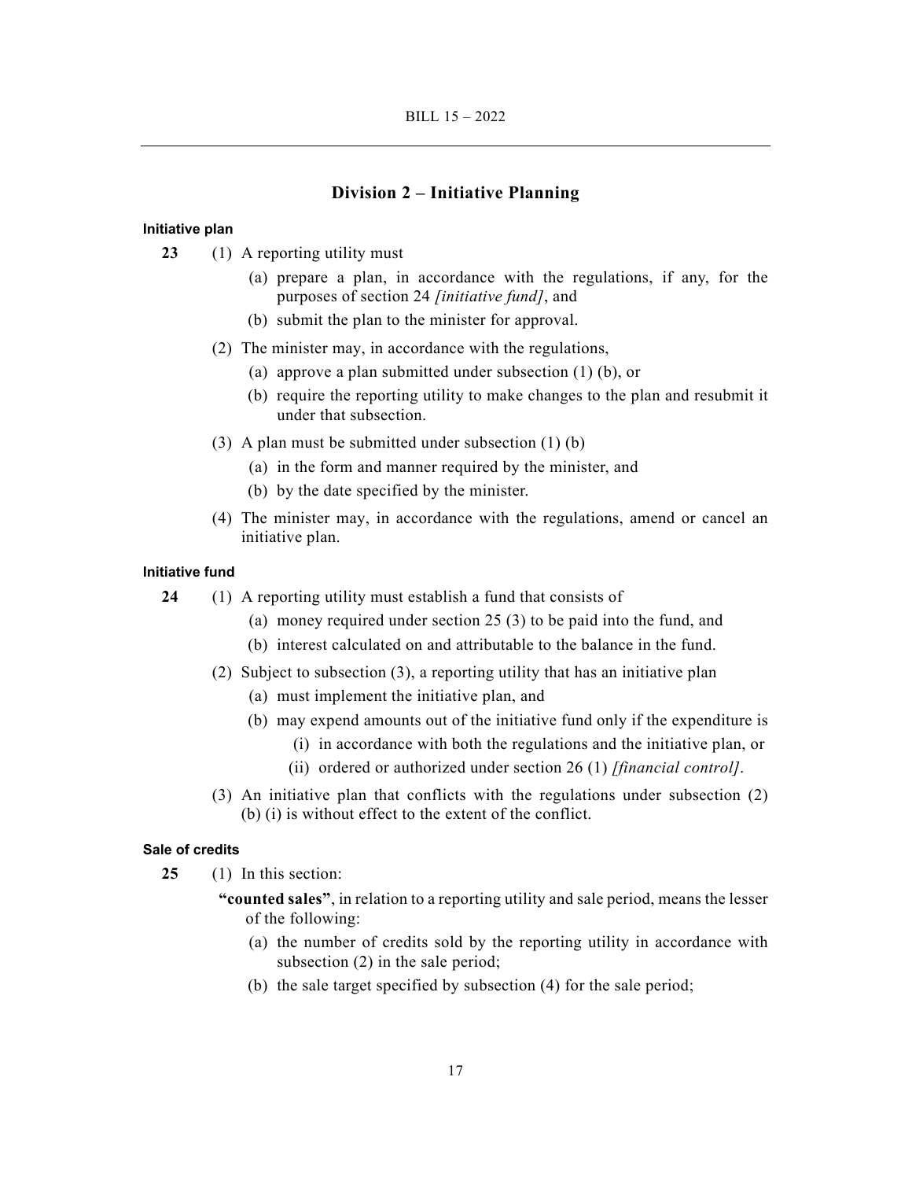## Division 2 – Initiative Planning

**Initiative plan**

**23** (1) A reporting utility must

(a) prepare a plan, in accordance with the regulations, if any, for the purposes of section 24 *[initiative fund]*, and

(b) submit the plan to the minister for approval.

(2) The minister may, in accordance with the regulations,

(a) approve a plan submitted under subsection (1) (b), or

(b) require the reporting utility to make changes to the plan and resubmit it under that subsection.

(3) A plan must be submitted under subsection (1) (b)

(a) in the form and manner required by the minister, and

(b) by the date specified by the minister.

(4) The minister may, in accordance with the regulations, amend or cancel an initiative plan.

**Initiative fund**

**24** (1) A reporting utility must establish a fund that consists of

(a) money required under section 25 (3) to be paid into the fund, and

(b) interest calculated on and attributable to the balance in the fund.

(2) Subject to subsection (3), a reporting utility that has an initiative plan

(a) must implement the initiative plan, and

(b) may expend amounts out of the initiative fund only if the expenditure is

(i) in accordance with both the regulations and the initiative plan, or

(ii) ordered or authorized under section 26 (1) *[financial control]*.

(3) An initiative plan that conflicts with the regulations under subsection (2) (b) (i) is without effect to the extent of the conflict.

**Sale of credits**

**25** (1) In this section:

**"counted sales"**, in relation to a reporting utility and sale period, means the lesser of the following:

(a) the number of credits sold by the reporting utility in accordance with subsection (2) in the sale period;

(b) the sale target specified by subsection (4) for the sale period;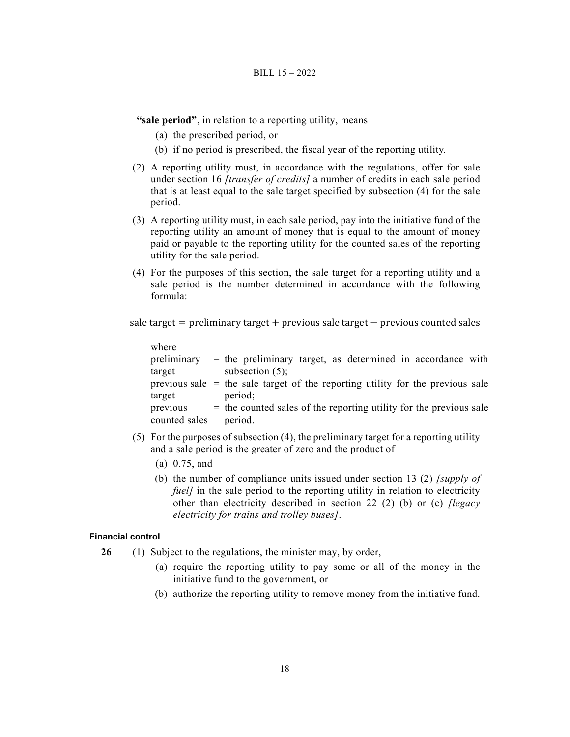**"sale period"**, in relation to a reporting utility, means

(a) the prescribed period, or

(b) if no period is prescribed, the fiscal year of the reporting utility.

(2) A reporting utility must, in accordance with the regulations, offer for sale under section 16 *[transfer of credits]* a number of credits in each sale period that is at least equal to the sale target specified by subsection (4) for the sale period.

(3) A reporting utility must, in each sale period, pay into the initiative fund of the reporting utility an amount of money that is equal to the amount of money paid or payable to the reporting utility for the counted sales of the reporting utility for the sale period.

(4) For the purposes of this section, the sale target for a reporting utility and a sale period is the number determined in accordance with the following formula:

$$\text{sale target} = \text{preliminary target} + \text{previous sale target} - \text{previous counted sales}$$

where

| | | |
|---|---|---|
| preliminary target | = | the preliminary target, as determined in accordance with subsection (5); |
| previous sale target | = | the sale target of the reporting utility for the previous sale period; |
| previous counted sales | = | the counted sales of the reporting utility for the previous sale period. |

(5) For the purposes of subsection (4), the preliminary target for a reporting utility and a sale period is the greater of zero and the product of

(a) 0.75, and

(b) the number of compliance units issued under section 13 (2) *[supply of fuel]* in the sale period to the reporting utility in relation to electricity other than electricity described in section 22 (2) (b) or (c) *[legacy electricity for trains and trolley buses]*.

#### Financial control

**26** (1) Subject to the regulations, the minister may, by order,

(a) require the reporting utility to pay some or all of the money in the initiative fund to the government, or

(b) authorize the reporting utility to remove money from the initiative fund.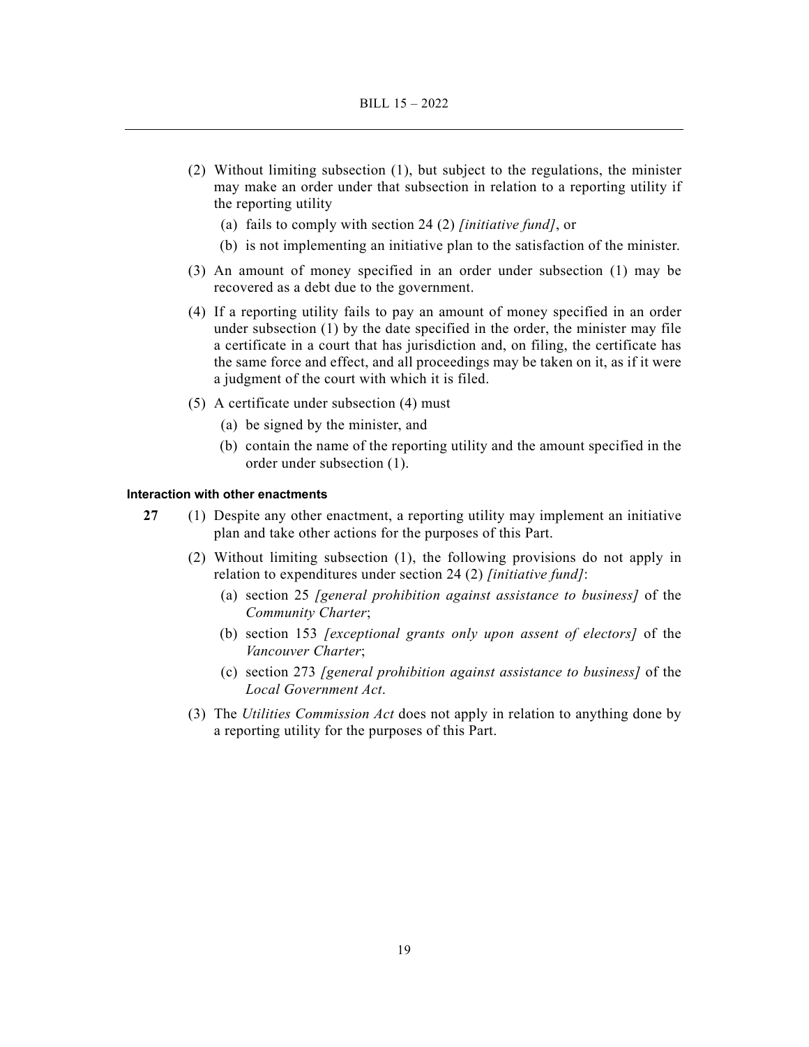(2) Without limiting subsection (1), but subject to the regulations, the minister may make an order under that subsection in relation to a reporting utility if the reporting utility

(a) fails to comply with section 24 (2) *[initiative fund]*, or

(b) is not implementing an initiative plan to the satisfaction of the minister.

(3) An amount of money specified in an order under subsection (1) may be recovered as a debt due to the government.

(4) If a reporting utility fails to pay an amount of money specified in an order under subsection (1) by the date specified in the order, the minister may file a certificate in a court that has jurisdiction and, on filing, the certificate has the same force and effect, and all proceedings may be taken on it, as if it were a judgment of the court with which it is filed.

(5) A certificate under subsection (4) must

(a) be signed by the minister, and

(b) contain the name of the reporting utility and the amount specified in the order under subsection (1).

**Interaction with other enactments**

**27** (1) Despite any other enactment, a reporting utility may implement an initiative plan and take other actions for the purposes of this Part.

(2) Without limiting subsection (1), the following provisions do not apply in relation to expenditures under section 24 (2) *[initiative fund]*:

(a) section 25 *[general prohibition against assistance to business]* of the *Community Charter*;

(b) section 153 *[exceptional grants only upon assent of electors]* of the *Vancouver Charter*;

(c) section 273 *[general prohibition against assistance to business]* of the *Local Government Act*.

(3) The *Utilities Commission Act* does not apply in relation to anything done by a reporting utility for the purposes of this Part.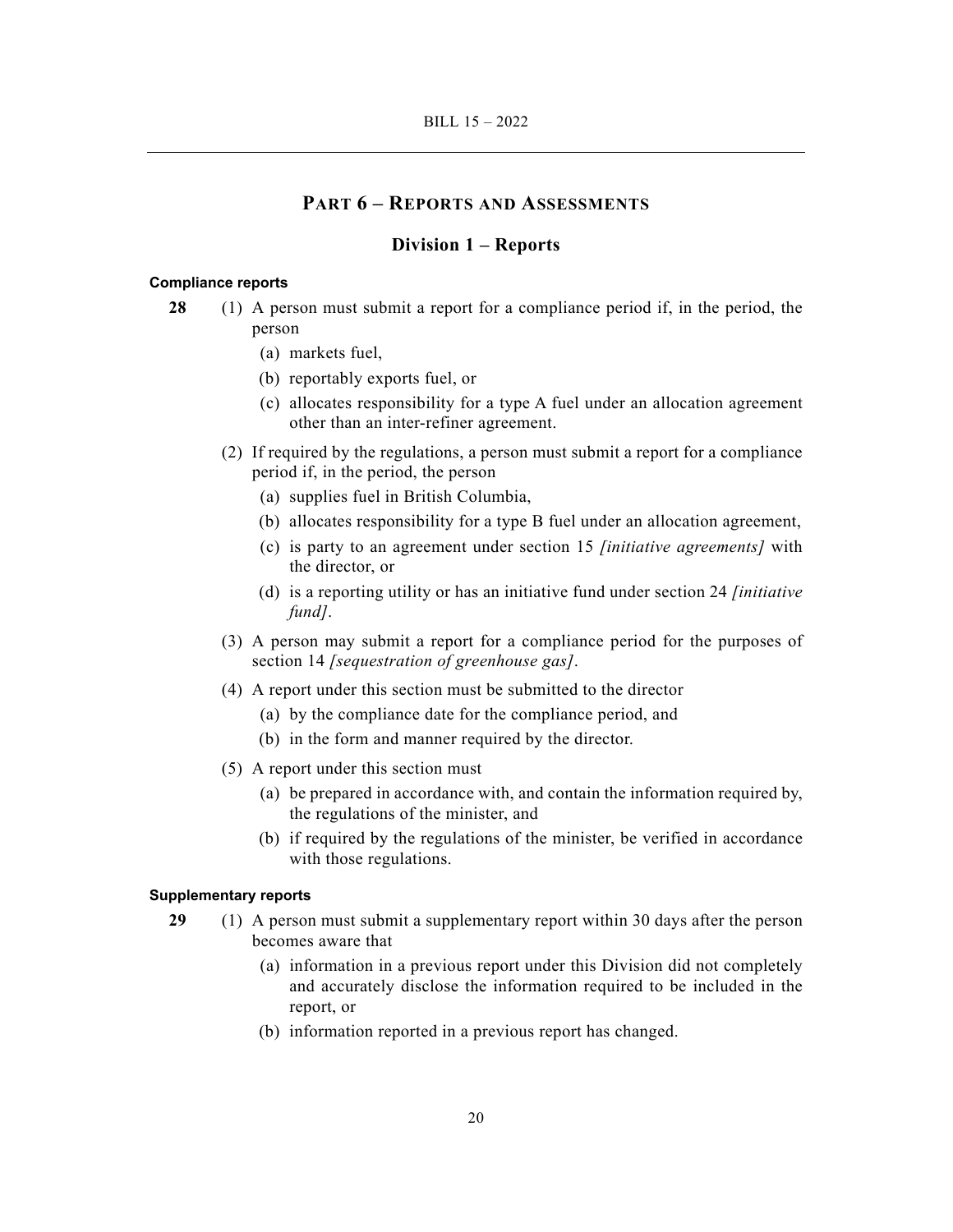## Part 6 – Reports and Assessments

### Division 1 – Reports

**Compliance reports**

**28** (1) A person must submit a report for a compliance period if, in the period, the person

(a) markets fuel,

(b) reportably exports fuel, or

(c) allocates responsibility for a type A fuel under an allocation agreement other than an inter-refiner agreement.

(2) If required by the regulations, a person must submit a report for a compliance period if, in the period, the person

(a) supplies fuel in British Columbia,

(b) allocates responsibility for a type B fuel under an allocation agreement,

(c) is party to an agreement under section 15 *[initiative agreements]* with the director, or

(d) is a reporting utility or has an initiative fund under section 24 *[initiative fund]*.

(3) A person may submit a report for a compliance period for the purposes of section 14 *[sequestration of greenhouse gas]*.

(4) A report under this section must be submitted to the director

(a) by the compliance date for the compliance period, and

(b) in the form and manner required by the director.

(5) A report under this section must

(a) be prepared in accordance with, and contain the information required by, the regulations of the minister, and

(b) if required by the regulations of the minister, be verified in accordance with those regulations.

**Supplementary reports**

**29** (1) A person must submit a supplementary report within 30 days after the person becomes aware that

(a) information in a previous report under this Division did not completely and accurately disclose the information required to be included in the report, or

(b) information reported in a previous report has changed.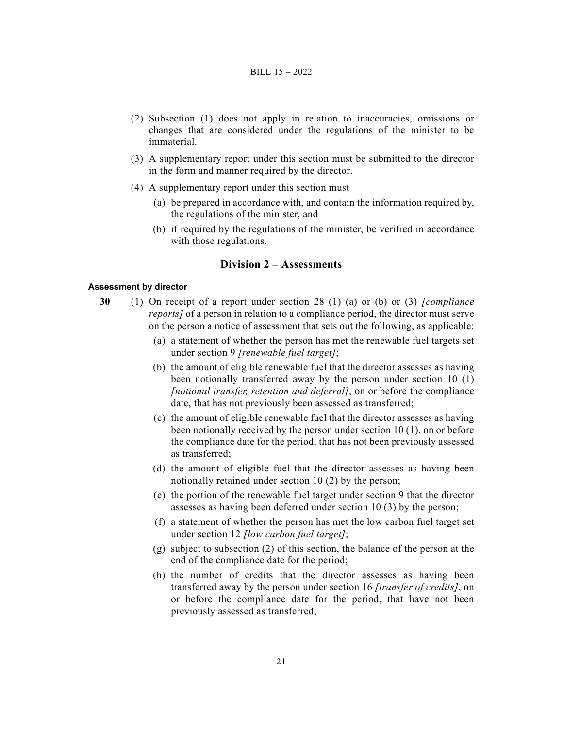(2) Subsection (1) does not apply in relation to inaccuracies, omissions or changes that are considered under the regulations of the minister to be immaterial.

(3) A supplementary report under this section must be submitted to the director in the form and manner required by the director.

(4) A supplementary report under this section must

(a) be prepared in accordance with, and contain the information required by, the regulations of the minister, and

(b) if required by the regulations of the minister, be verified in accordance with those regulations.

## Division 2 – Assessments

**Assessment by director**

**30** (1) On receipt of a report under section 28 (1) (a) or (b) or (3) *[compliance reports]* of a person in relation to a compliance period, the director must serve on the person a notice of assessment that sets out the following, as applicable:

(a) a statement of whether the person has met the renewable fuel targets set under section 9 *[renewable fuel target]*;

(b) the amount of eligible renewable fuel that the director assesses as having been notionally transferred away by the person under section 10 (1) *[notional transfer, retention and deferral]*, on or before the compliance date, that has not previously been assessed as transferred;

(c) the amount of eligible renewable fuel that the director assesses as having been notionally received by the person under section 10 (1), on or before the compliance date for the period, that has not been previously assessed as transferred;

(d) the amount of eligible fuel that the director assesses as having been notionally retained under section 10 (2) by the person;

(e) the portion of the renewable fuel target under section 9 that the director assesses as having been deferred under section 10 (3) by the person;

(f) a statement of whether the person has met the low carbon fuel target set under section 12 *[low carbon fuel target]*;

(g) subject to subsection (2) of this section, the balance of the person at the end of the compliance date for the period;

(h) the number of credits that the director assesses as having been transferred away by the person under section 16 *[transfer of credits]*, on or before the compliance date for the period, that have not been previously assessed as transferred;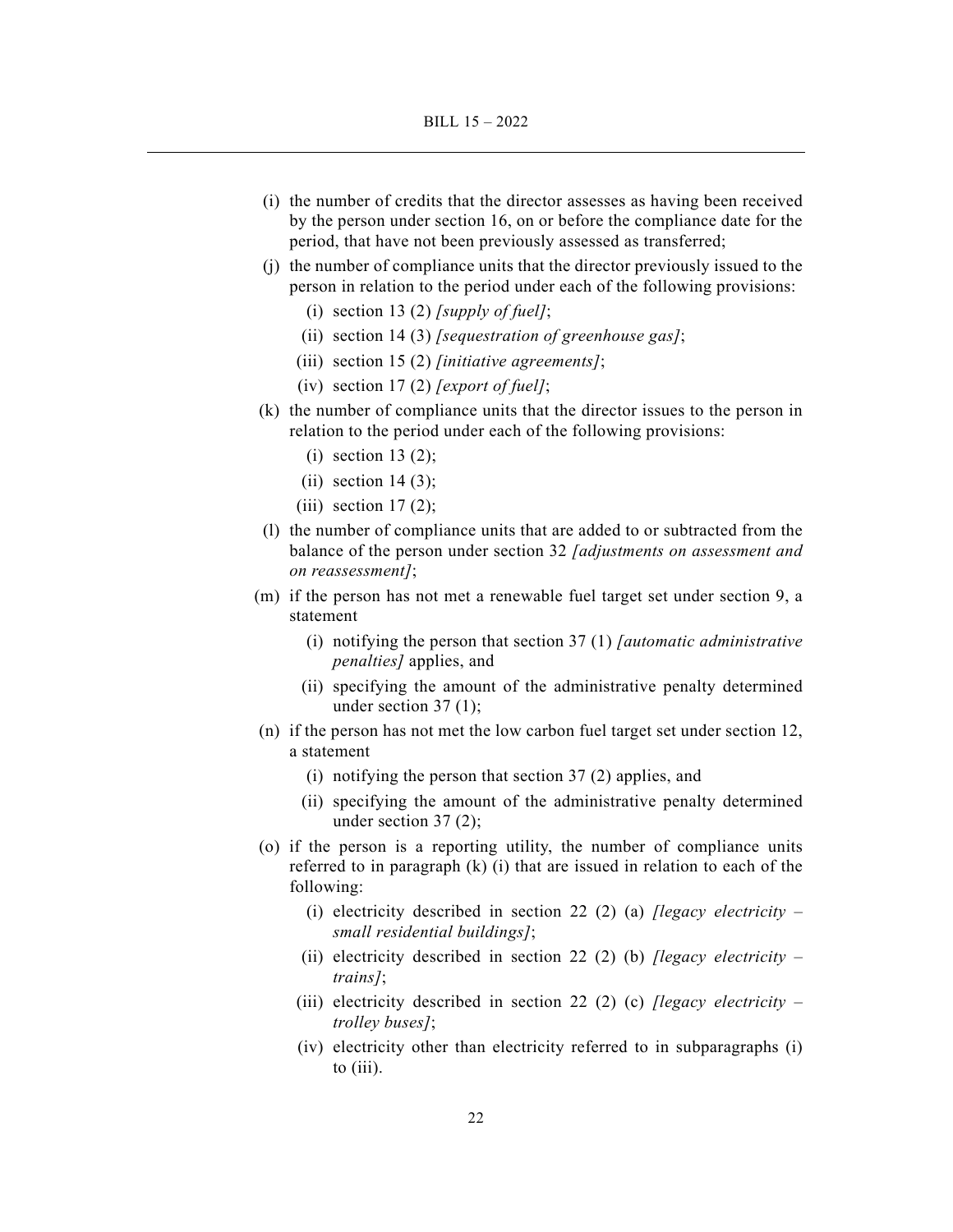(i) the number of credits that the director assesses as having been received by the person under section 16, on or before the compliance date for the period, that have not been previously assessed as transferred;

(j) the number of compliance units that the director previously issued to the person in relation to the period under each of the following provisions:

   (i) section 13 (2) *[supply of fuel]*;

   (ii) section 14 (3) *[sequestration of greenhouse gas]*;

   (iii) section 15 (2) *[initiative agreements]*;

   (iv) section 17 (2) *[export of fuel]*;

(k) the number of compliance units that the director issues to the person in relation to the period under each of the following provisions:

   (i) section 13 (2);

   (ii) section 14 (3);

   (iii) section 17 (2);

(l) the number of compliance units that are added to or subtracted from the balance of the person under section 32 *[adjustments on assessment and on reassessment]*;

(m) if the person has not met a renewable fuel target set under section 9, a statement

   (i) notifying the person that section 37 (1) *[automatic administrative penalties]* applies, and

   (ii) specifying the amount of the administrative penalty determined under section 37 (1);

(n) if the person has not met the low carbon fuel target set under section 12, a statement

   (i) notifying the person that section 37 (2) applies, and

   (ii) specifying the amount of the administrative penalty determined under section 37 (2);

(o) if the person is a reporting utility, the number of compliance units referred to in paragraph (k) (i) that are issued in relation to each of the following:

   (i) electricity described in section 22 (2) (a) *[legacy electricity – small residential buildings]*;

   (ii) electricity described in section 22 (2) (b) *[legacy electricity – trains]*;

   (iii) electricity described in section 22 (2) (c) *[legacy electricity – trolley buses]*;

   (iv) electricity other than electricity referred to in subparagraphs (i) to (iii).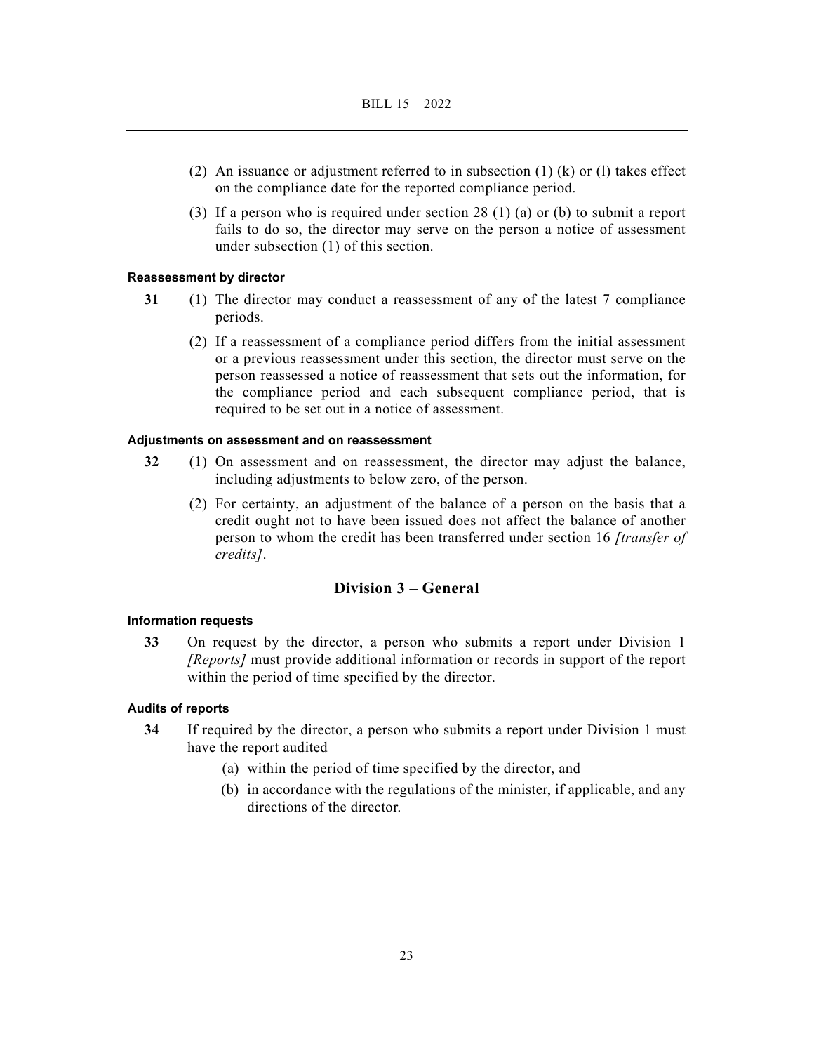(2) An issuance or adjustment referred to in subsection (1) (k) or (l) takes effect on the compliance date for the reported compliance period.

(3) If a person who is required under section 28 (1) (a) or (b) to submit a report fails to do so, the director may serve on the person a notice of assessment under subsection (1) of this section.

#### Reassessment by director

**31** (1) The director may conduct a reassessment of any of the latest 7 compliance periods.

(2) If a reassessment of a compliance period differs from the initial assessment or a previous reassessment under this section, the director must serve on the person reassessed a notice of reassessment that sets out the information, for the compliance period and each subsequent compliance period, that is required to be set out in a notice of assessment.

#### Adjustments on assessment and on reassessment

**32** (1) On assessment and on reassessment, the director may adjust the balance, including adjustments to below zero, of the person.

(2) For certainty, an adjustment of the balance of a person on the basis that a credit ought not to have been issued does not affect the balance of another person to whom the credit has been transferred under section 16 *[transfer of credits]*.

## Division 3 – General

#### Information requests

**33** On request by the director, a person who submits a report under Division 1 *[Reports]* must provide additional information or records in support of the report within the period of time specified by the director.

#### Audits of reports

**34** If required by the director, a person who submits a report under Division 1 must have the report audited

(a) within the period of time specified by the director, and

(b) in accordance with the regulations of the minister, if applicable, and any directions of the director.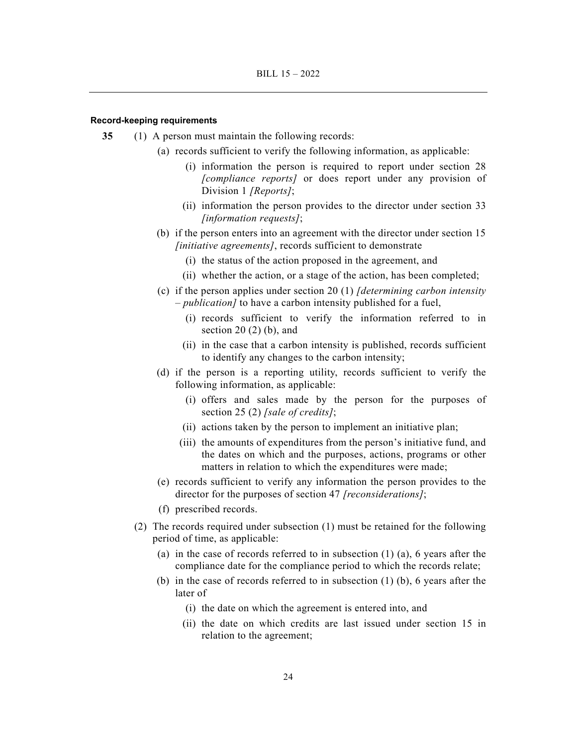**Record-keeping requirements**

**35** (1) A person must maintain the following records:

- (a) records sufficient to verify the following information, as applicable:
  - (i) information the person is required to report under section 28 *[compliance reports]* or does report under any provision of Division 1 *[Reports]*;
  - (ii) information the person provides to the director under section 33 *[information requests]*;
- (b) if the person enters into an agreement with the director under section 15 *[initiative agreements]*, records sufficient to demonstrate
  - (i) the status of the action proposed in the agreement, and
  - (ii) whether the action, or a stage of the action, has been completed;
- (c) if the person applies under section 20 (1) *[determining carbon intensity – publication]* to have a carbon intensity published for a fuel,
  - (i) records sufficient to verify the information referred to in section 20 (2) (b), and
  - (ii) in the case that a carbon intensity is published, records sufficient to identify any changes to the carbon intensity;
- (d) if the person is a reporting utility, records sufficient to verify the following information, as applicable:
  - (i) offers and sales made by the person for the purposes of section 25 (2) *[sale of credits]*;
  - (ii) actions taken by the person to implement an initiative plan;
  - (iii) the amounts of expenditures from the person's initiative fund, and the dates on which and the purposes, actions, programs or other matters in relation to which the expenditures were made;
- (e) records sufficient to verify any information the person provides to the director for the purposes of section 47 *[reconsiderations]*;
- (f) prescribed records.

(2) The records required under subsection (1) must be retained for the following period of time, as applicable:

- (a) in the case of records referred to in subsection (1) (a), 6 years after the compliance date for the compliance period to which the records relate;
- (b) in the case of records referred to in subsection (1) (b), 6 years after the later of
  - (i) the date on which the agreement is entered into, and
  - (ii) the date on which credits are last issued under section 15 in relation to the agreement;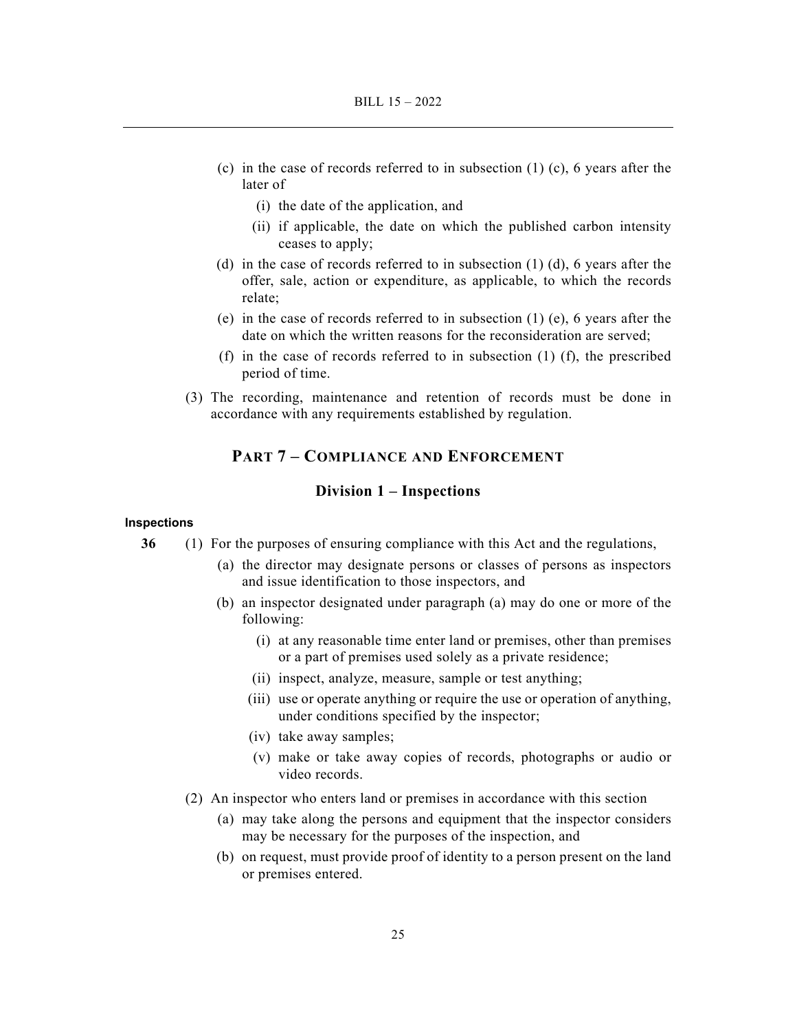(c) in the case of records referred to in subsection (1) (c), 6 years after the later of

(i) the date of the application, and

(ii) if applicable, the date on which the published carbon intensity ceases to apply;

(d) in the case of records referred to in subsection (1) (d), 6 years after the offer, sale, action or expenditure, as applicable, to which the records relate;

(e) in the case of records referred to in subsection (1) (e), 6 years after the date on which the written reasons for the reconsideration are served;

(f) in the case of records referred to in subsection (1) (f), the prescribed period of time.

(3) The recording, maintenance and retention of records must be done in accordance with any requirements established by regulation.

## PART 7 – COMPLIANCE AND ENFORCEMENT

### Division 1 – Inspections

#### Inspections

**36** (1) For the purposes of ensuring compliance with this Act and the regulations,

(a) the director may designate persons or classes of persons as inspectors and issue identification to those inspectors, and

(b) an inspector designated under paragraph (a) may do one or more of the following:

(i) at any reasonable time enter land or premises, other than premises or a part of premises used solely as a private residence;

(ii) inspect, analyze, measure, sample or test anything;

(iii) use or operate anything or require the use or operation of anything, under conditions specified by the inspector;

(iv) take away samples;

(v) make or take away copies of records, photographs or audio or video records.

(2) An inspector who enters land or premises in accordance with this section

(a) may take along the persons and equipment that the inspector considers may be necessary for the purposes of the inspection, and

(b) on request, must provide proof of identity to a person present on the land or premises entered.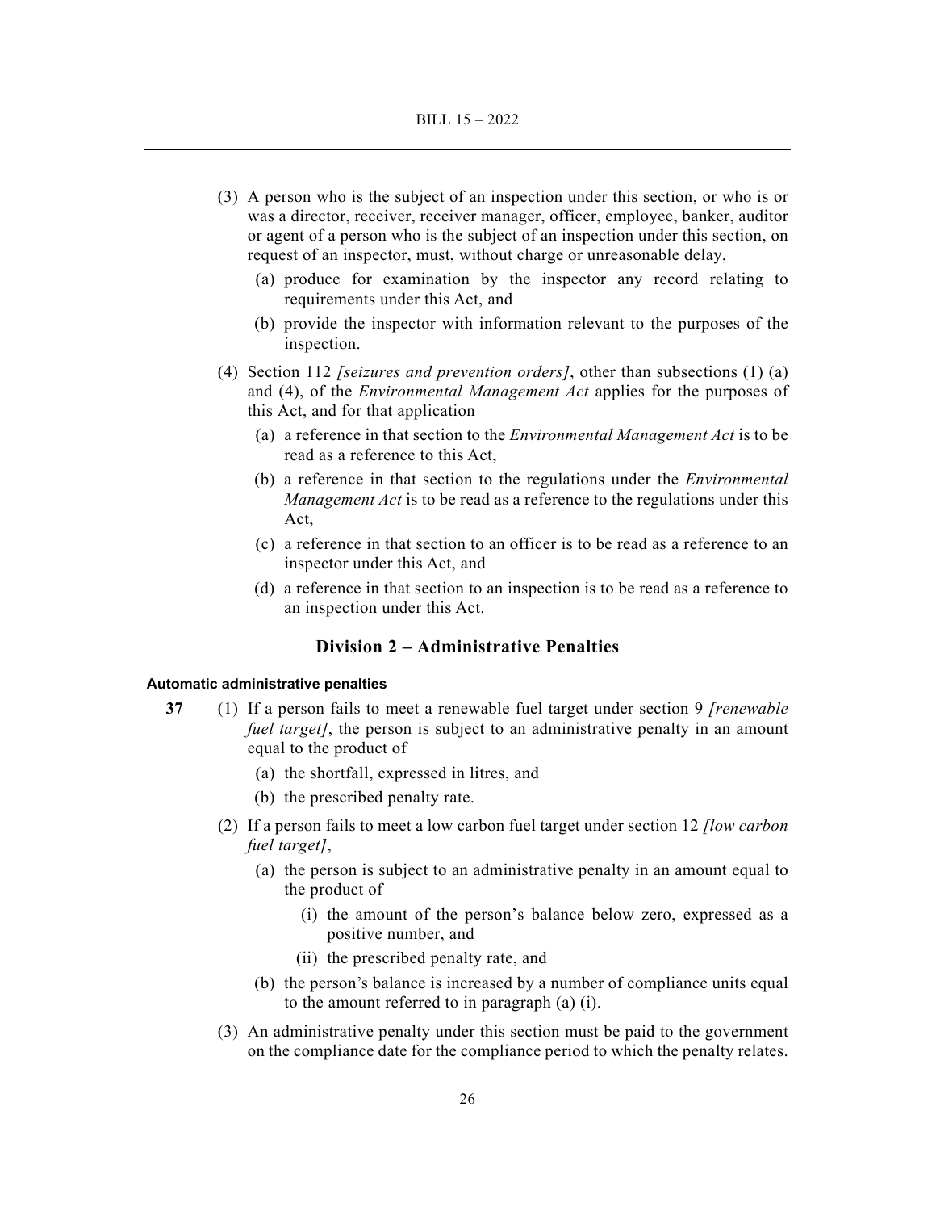(3) A person who is the subject of an inspection under this section, or who is or was a director, receiver, receiver manager, officer, employee, banker, auditor or agent of a person who is the subject of an inspection under this section, on request of an inspector, must, without charge or unreasonable delay,

(a) produce for examination by the inspector any record relating to requirements under this Act, and

(b) provide the inspector with information relevant to the purposes of the inspection.

(4) Section 112 *[seizures and prevention orders]*, other than subsections (1) (a) and (4), of the *Environmental Management Act* applies for the purposes of this Act, and for that application

(a) a reference in that section to the *Environmental Management Act* is to be read as a reference to this Act,

(b) a reference in that section to the regulations under the *Environmental Management Act* is to be read as a reference to the regulations under this Act,

(c) a reference in that section to an officer is to be read as a reference to an inspector under this Act, and

(d) a reference in that section to an inspection is to be read as a reference to an inspection under this Act.

## Division 2 – Administrative Penalties

#### Automatic administrative penalties

**37** (1) If a person fails to meet a renewable fuel target under section 9 *[renewable fuel target]*, the person is subject to an administrative penalty in an amount equal to the product of

(a) the shortfall, expressed in litres, and

(b) the prescribed penalty rate.

(2) If a person fails to meet a low carbon fuel target under section 12 *[low carbon fuel target]*,

(a) the person is subject to an administrative penalty in an amount equal to the product of

(i) the amount of the person's balance below zero, expressed as a positive number, and

(ii) the prescribed penalty rate, and

(b) the person's balance is increased by a number of compliance units equal to the amount referred to in paragraph (a) (i).

(3) An administrative penalty under this section must be paid to the government on the compliance date for the compliance period to which the penalty relates.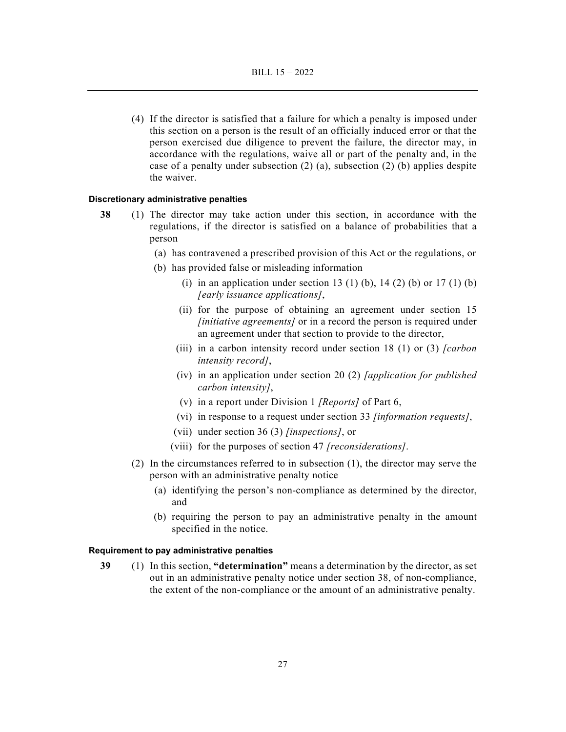(4) If the director is satisfied that a failure for which a penalty is imposed under this section on a person is the result of an officially induced error or that the person exercised due diligence to prevent the failure, the director may, in accordance with the regulations, waive all or part of the penalty and, in the case of a penalty under subsection (2) (a), subsection (2) (b) applies despite the waiver.

**Discretionary administrative penalties**

**38** (1) The director may take action under this section, in accordance with the regulations, if the director is satisfied on a balance of probabilities that a person

(a) has contravened a prescribed provision of this Act or the regulations, or

(b) has provided false or misleading information

(i) in an application under section 13 (1) (b), 14 (2) (b) or 17 (1) (b) *[early issuance applications]*,

(ii) for the purpose of obtaining an agreement under section 15 *[initiative agreements]* or in a record the person is required under an agreement under that section to provide to the director,

(iii) in a carbon intensity record under section 18 (1) or (3) *[carbon intensity record]*,

(iv) in an application under section 20 (2) *[application for published carbon intensity]*,

(v) in a report under Division 1 *[Reports]* of Part 6,

(vi) in response to a request under section 33 *[information requests]*,

(vii) under section 36 (3) *[inspections]*, or

(viii) for the purposes of section 47 *[reconsiderations]*.

(2) In the circumstances referred to in subsection (1), the director may serve the person with an administrative penalty notice

(a) identifying the person's non-compliance as determined by the director, and

(b) requiring the person to pay an administrative penalty in the amount specified in the notice.

**Requirement to pay administrative penalties**

**39** (1) In this section, **"determination"** means a determination by the director, as set out in an administrative penalty notice under section 38, of non-compliance, the extent of the non-compliance or the amount of an administrative penalty.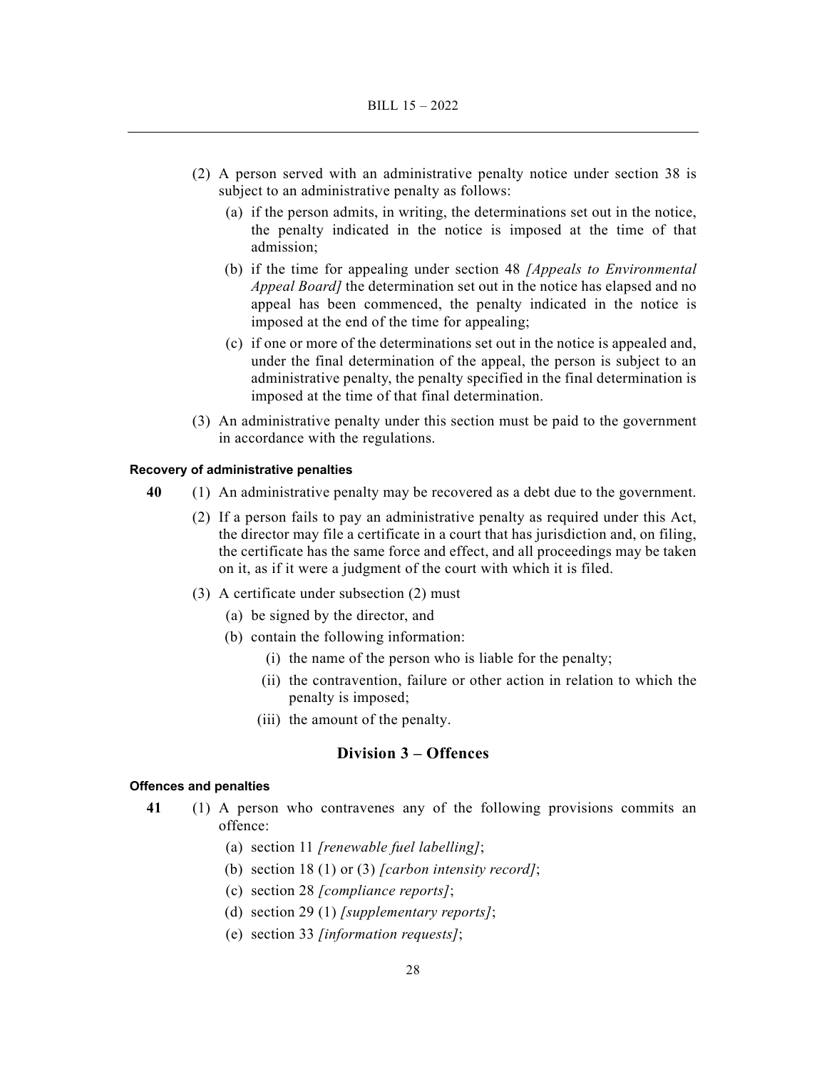(2) A person served with an administrative penalty notice under section 38 is subject to an administrative penalty as follows:

(a) if the person admits, in writing, the determinations set out in the notice, the penalty indicated in the notice is imposed at the time of that admission;

(b) if the time for appealing under section 48 *[Appeals to Environmental Appeal Board]* the determination set out in the notice has elapsed and no appeal has been commenced, the penalty indicated in the notice is imposed at the end of the time for appealing;

(c) if one or more of the determinations set out in the notice is appealed and, under the final determination of the appeal, the person is subject to an administrative penalty, the penalty specified in the final determination is imposed at the time of that final determination.

(3) An administrative penalty under this section must be paid to the government in accordance with the regulations.

#### Recovery of administrative penalties

**40** (1) An administrative penalty may be recovered as a debt due to the government.

(2) If a person fails to pay an administrative penalty as required under this Act, the director may file a certificate in a court that has jurisdiction and, on filing, the certificate has the same force and effect, and all proceedings may be taken on it, as if it were a judgment of the court with which it is filed.

(3) A certificate under subsection (2) must

(a) be signed by the director, and

(b) contain the following information:

(i) the name of the person who is liable for the penalty;

(ii) the contravention, failure or other action in relation to which the penalty is imposed;

(iii) the amount of the penalty.

## Division 3 – Offences

#### Offences and penalties

**41** (1) A person who contravenes any of the following provisions commits an offence:

(a) section 11 *[renewable fuel labelling]*;

(b) section 18 (1) or (3) *[carbon intensity record]*;

(c) section 28 *[compliance reports]*;

(d) section 29 (1) *[supplementary reports]*;

(e) section 33 *[information requests]*;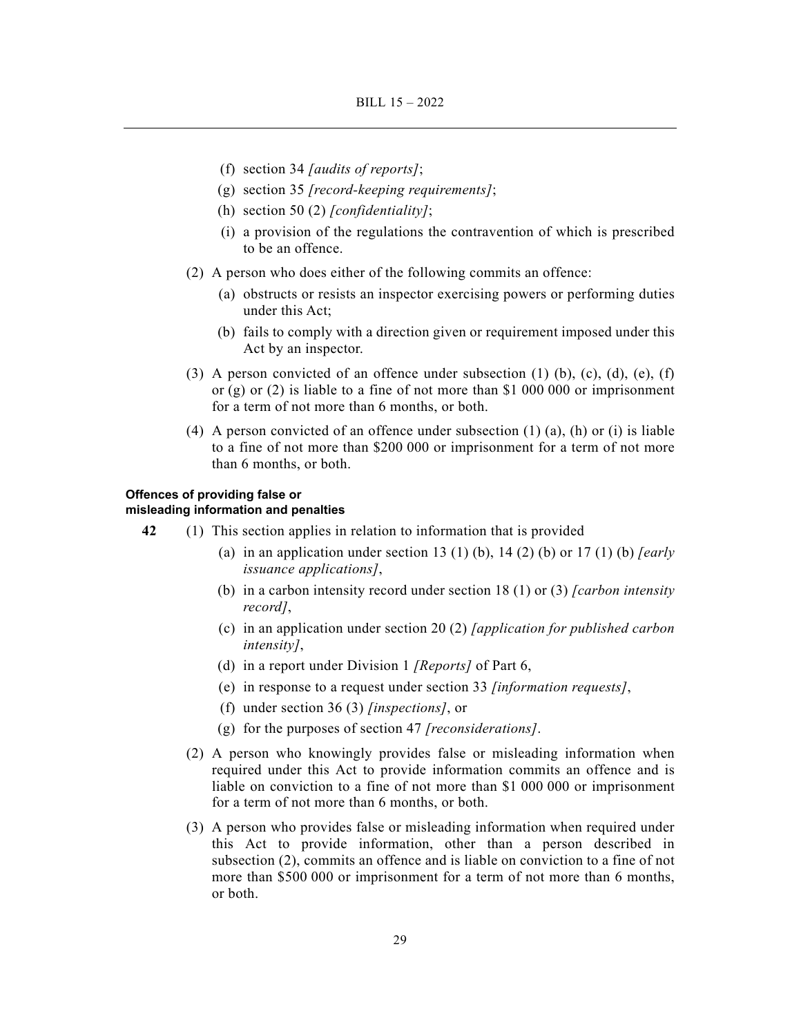(f) section 34 *[audits of reports]*;

(g) section 35 *[record-keeping requirements]*;

(h) section 50 (2) *[confidentiality]*;

(i) a provision of the regulations the contravention of which is prescribed to be an offence.

(2) A person who does either of the following commits an offence:

(a) obstructs or resists an inspector exercising powers or performing duties under this Act;

(b) fails to comply with a direction given or requirement imposed under this Act by an inspector.

(3) A person convicted of an offence under subsection (1) (b), (c), (d), (e), (f) or (g) or (2) is liable to a fine of not more than $1 000 000 or imprisonment for a term of not more than 6 months, or both.

(4) A person convicted of an offence under subsection (1) (a), (h) or (i) is liable to a fine of not more than $200 000 or imprisonment for a term of not more than 6 months, or both.

**Offences of providing false or misleading information and penalties**

**42** (1) This section applies in relation to information that is provided

(a) in an application under section 13 (1) (b), 14 (2) (b) or 17 (1) (b) *[early issuance applications]*,

(b) in a carbon intensity record under section 18 (1) or (3) *[carbon intensity record]*,

(c) in an application under section 20 (2) *[application for published carbon intensity]*,

(d) in a report under Division 1 *[Reports]* of Part 6,

(e) in response to a request under section 33 *[information requests]*,

(f) under section 36 (3) *[inspections]*, or

(g) for the purposes of section 47 *[reconsiderations]*.

(2) A person who knowingly provides false or misleading information when required under this Act to provide information commits an offence and is liable on conviction to a fine of not more than $1 000 000 or imprisonment for a term of not more than 6 months, or both.

(3) A person who provides false or misleading information when required under this Act to provide information, other than a person described in subsection (2), commits an offence and is liable on conviction to a fine of not more than $500 000 or imprisonment for a term of not more than 6 months, or both.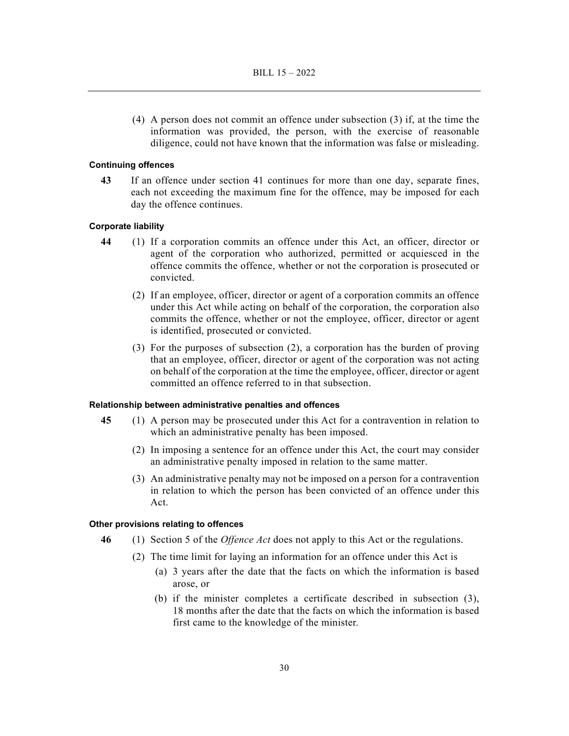(4) A person does not commit an offence under subsection (3) if, at the time the information was provided, the person, with the exercise of reasonable diligence, could not have known that the information was false or misleading.

**Continuing offences**

**43** If an offence under section 41 continues for more than one day, separate fines, each not exceeding the maximum fine for the offence, may be imposed for each day the offence continues.

**Corporate liability**

**44** (1) If a corporation commits an offence under this Act, an officer, director or agent of the corporation who authorized, permitted or acquiesced in the offence commits the offence, whether or not the corporation is prosecuted or convicted.

(2) If an employee, officer, director or agent of a corporation commits an offence under this Act while acting on behalf of the corporation, the corporation also commits the offence, whether or not the employee, officer, director or agent is identified, prosecuted or convicted.

(3) For the purposes of subsection (2), a corporation has the burden of proving that an employee, officer, director or agent of the corporation was not acting on behalf of the corporation at the time the employee, officer, director or agent committed an offence referred to in that subsection.

**Relationship between administrative penalties and offences**

**45** (1) A person may be prosecuted under this Act for a contravention in relation to which an administrative penalty has been imposed.

(2) In imposing a sentence for an offence under this Act, the court may consider an administrative penalty imposed in relation to the same matter.

(3) An administrative penalty may not be imposed on a person for a contravention in relation to which the person has been convicted of an offence under this Act.

**Other provisions relating to offences**

**46** (1) Section 5 of the *Offence Act* does not apply to this Act or the regulations.

(2) The time limit for laying an information for an offence under this Act is

(a) 3 years after the date that the facts on which the information is based arose, or

(b) if the minister completes a certificate described in subsection (3), 18 months after the date that the facts on which the information is based first came to the knowledge of the minister.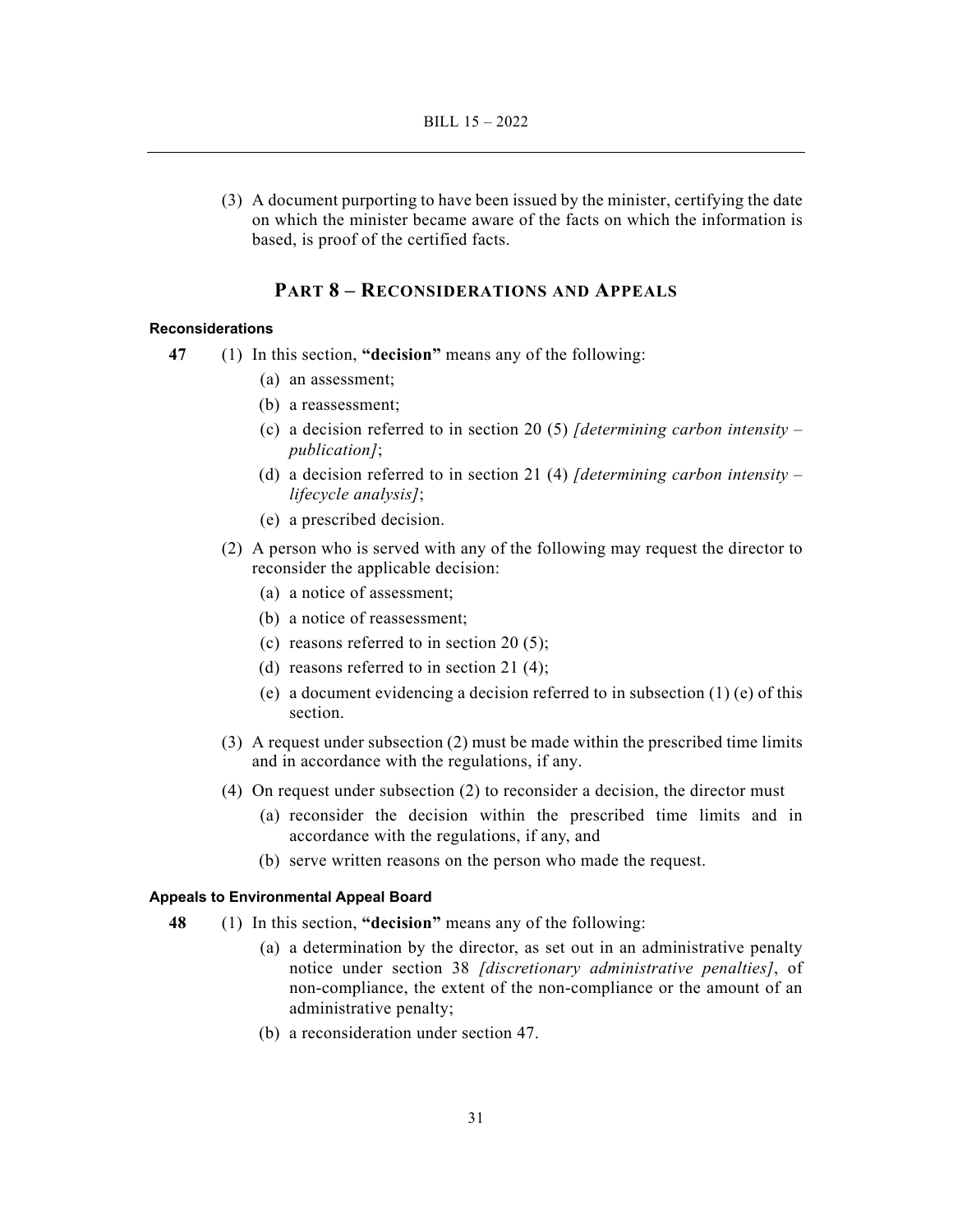(3) A document purporting to have been issued by the minister, certifying the date on which the minister became aware of the facts on which the information is based, is proof of the certified facts.

## PART 8 – RECONSIDERATIONS AND APPEALS

#### Reconsiderations

**47** (1) In this section, **"decision"** means any of the following:

- (a) an assessment;
- (b) a reassessment;
- (c) a decision referred to in section 20 (5) *[determining carbon intensity – publication]*;
- (d) a decision referred to in section 21 (4) *[determining carbon intensity – lifecycle analysis]*;
- (e) a prescribed decision.

(2) A person who is served with any of the following may request the director to reconsider the applicable decision:

- (a) a notice of assessment;
- (b) a notice of reassessment;
- (c) reasons referred to in section 20 (5);
- (d) reasons referred to in section 21 (4);
- (e) a document evidencing a decision referred to in subsection (1) (e) of this section.

(3) A request under subsection (2) must be made within the prescribed time limits and in accordance with the regulations, if any.

(4) On request under subsection (2) to reconsider a decision, the director must

- (a) reconsider the decision within the prescribed time limits and in accordance with the regulations, if any, and
- (b) serve written reasons on the person who made the request.

#### Appeals to Environmental Appeal Board

**48** (1) In this section, **"decision"** means any of the following:

- (a) a determination by the director, as set out in an administrative penalty notice under section 38 *[discretionary administrative penalties]*, of non-compliance, the extent of the non-compliance or the amount of an administrative penalty;
- (b) a reconsideration under section 47.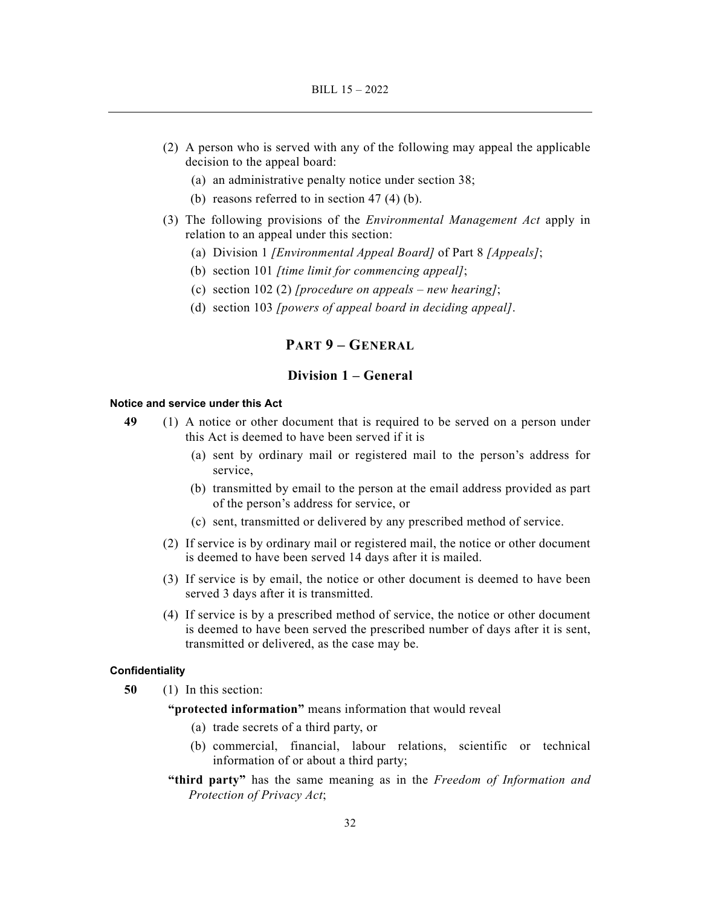(2) A person who is served with any of the following may appeal the applicable decision to the appeal board:

(a) an administrative penalty notice under section 38;

(b) reasons referred to in section 47 (4) (b).

(3) The following provisions of the *Environmental Management Act* apply in relation to an appeal under this section:

(a) Division 1 *[Environmental Appeal Board]* of Part 8 *[Appeals]*;

(b) section 101 *[time limit for commencing appeal]*;

(c) section 102 (2) *[procedure on appeals – new hearing]*;

(d) section 103 *[powers of appeal board in deciding appeal]*.

## PART 9 – GENERAL

### Division 1 – General

#### Notice and service under this Act

**49** (1) A notice or other document that is required to be served on a person under this Act is deemed to have been served if it is

(a) sent by ordinary mail or registered mail to the person's address for service,

(b) transmitted by email to the person at the email address provided as part of the person's address for service, or

(c) sent, transmitted or delivered by any prescribed method of service.

(2) If service is by ordinary mail or registered mail, the notice or other document is deemed to have been served 14 days after it is mailed.

(3) If service is by email, the notice or other document is deemed to have been served 3 days after it is transmitted.

(4) If service is by a prescribed method of service, the notice or other document is deemed to have been served the prescribed number of days after it is sent, transmitted or delivered, as the case may be.

#### Confidentiality

**50** (1) In this section:

**"protected information"** means information that would reveal

(a) trade secrets of a third party, or

(b) commercial, financial, labour relations, scientific or technical information of or about a third party;

**"third party"** has the same meaning as in the *Freedom of Information and Protection of Privacy Act*;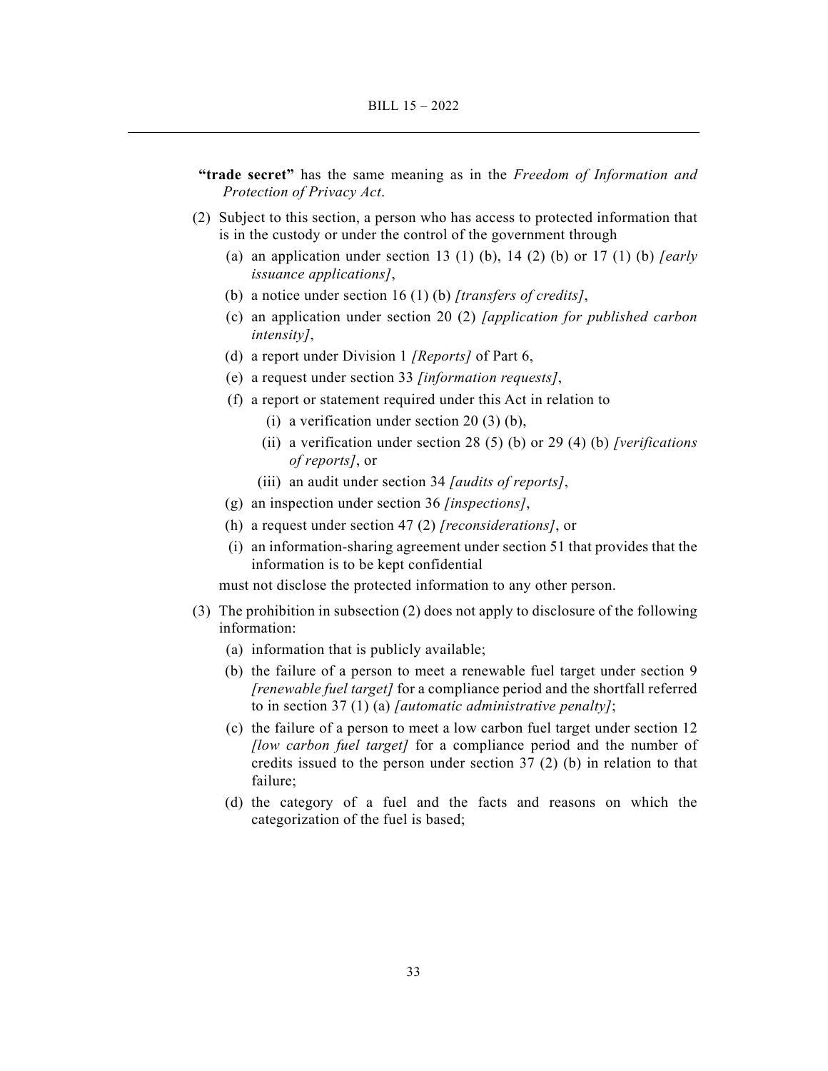**"trade secret"** has the same meaning as in the *Freedom of Information and Protection of Privacy Act*.

(2) Subject to this section, a person who has access to protected information that is in the custody or under the control of the government through

- (a) an application under section 13 (1) (b), 14 (2) (b) or 17 (1) (b) *[early issuance applications]*,
- (b) a notice under section 16 (1) (b) *[transfers of credits]*,
- (c) an application under section 20 (2) *[application for published carbon intensity]*,
- (d) a report under Division 1 *[Reports]* of Part 6,
- (e) a request under section 33 *[information requests]*,
- (f) a report or statement required under this Act in relation to
  - (i) a verification under section 20 (3) (b),
  - (ii) a verification under section 28 (5) (b) or 29 (4) (b) *[verifications of reports]*, or
  - (iii) an audit under section 34 *[audits of reports]*,
- (g) an inspection under section 36 *[inspections]*,
- (h) a request under section 47 (2) *[reconsiderations]*, or
- (i) an information-sharing agreement under section 51 that provides that the information is to be kept confidential

must not disclose the protected information to any other person.

(3) The prohibition in subsection (2) does not apply to disclosure of the following information:

- (a) information that is publicly available;
- (b) the failure of a person to meet a renewable fuel target under section 9 *[renewable fuel target]* for a compliance period and the shortfall referred to in section 37 (1) (a) *[automatic administrative penalty]*;
- (c) the failure of a person to meet a low carbon fuel target under section 12 *[low carbon fuel target]* for a compliance period and the number of credits issued to the person under section 37 (2) (b) in relation to that failure;
- (d) the category of a fuel and the facts and reasons on which the categorization of the fuel is based;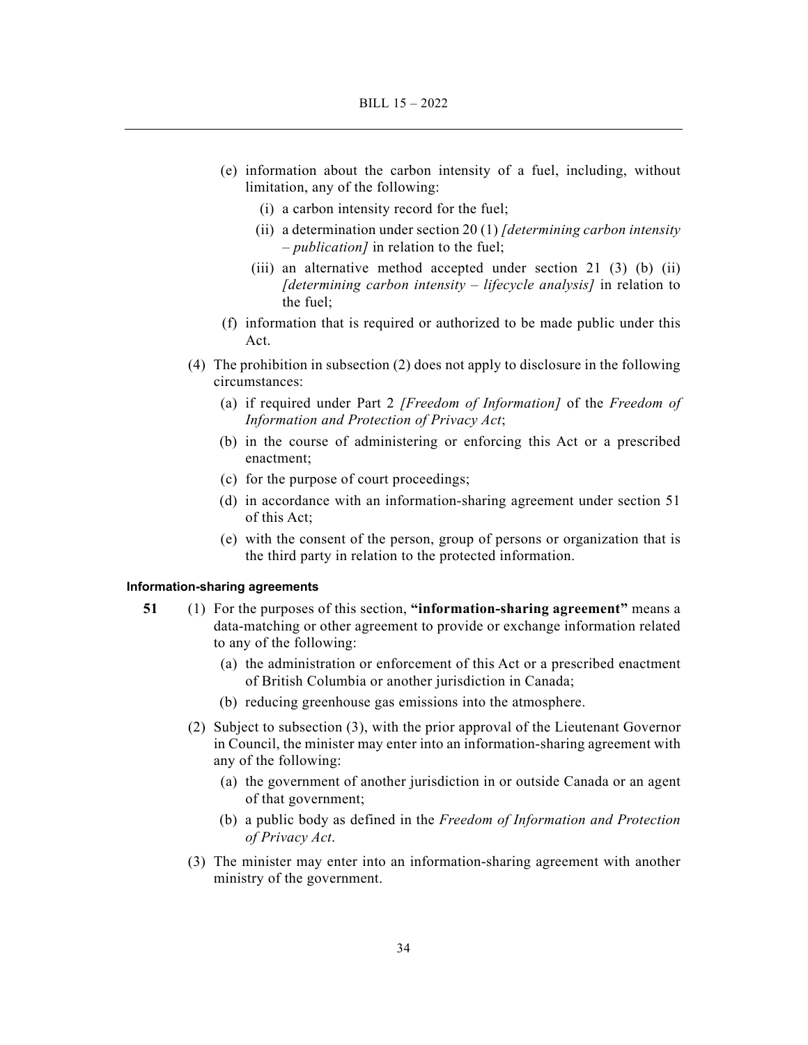(e) information about the carbon intensity of a fuel, including, without limitation, any of the following:

  (i) a carbon intensity record for the fuel;

  (ii) a determination under section 20 (1) *[determining carbon intensity – publication]* in relation to the fuel;

  (iii) an alternative method accepted under section 21 (3) (b) (ii) *[determining carbon intensity – lifecycle analysis]* in relation to the fuel;

(f) information that is required or authorized to be made public under this Act.

(4) The prohibition in subsection (2) does not apply to disclosure in the following circumstances:

  (a) if required under Part 2 *[Freedom of Information]* of the *Freedom of Information and Protection of Privacy Act*;

  (b) in the course of administering or enforcing this Act or a prescribed enactment;

  (c) for the purpose of court proceedings;

  (d) in accordance with an information-sharing agreement under section 51 of this Act;

  (e) with the consent of the person, group of persons or organization that is the third party in relation to the protected information.

#### Information-sharing agreements

**51** (1) For the purposes of this section, **"information-sharing agreement"** means a data-matching or other agreement to provide or exchange information related to any of the following:

  (a) the administration or enforcement of this Act or a prescribed enactment of British Columbia or another jurisdiction in Canada;

  (b) reducing greenhouse gas emissions into the atmosphere.

(2) Subject to subsection (3), with the prior approval of the Lieutenant Governor in Council, the minister may enter into an information-sharing agreement with any of the following:

  (a) the government of another jurisdiction in or outside Canada or an agent of that government;

  (b) a public body as defined in the *Freedom of Information and Protection of Privacy Act*.

(3) The minister may enter into an information-sharing agreement with another ministry of the government.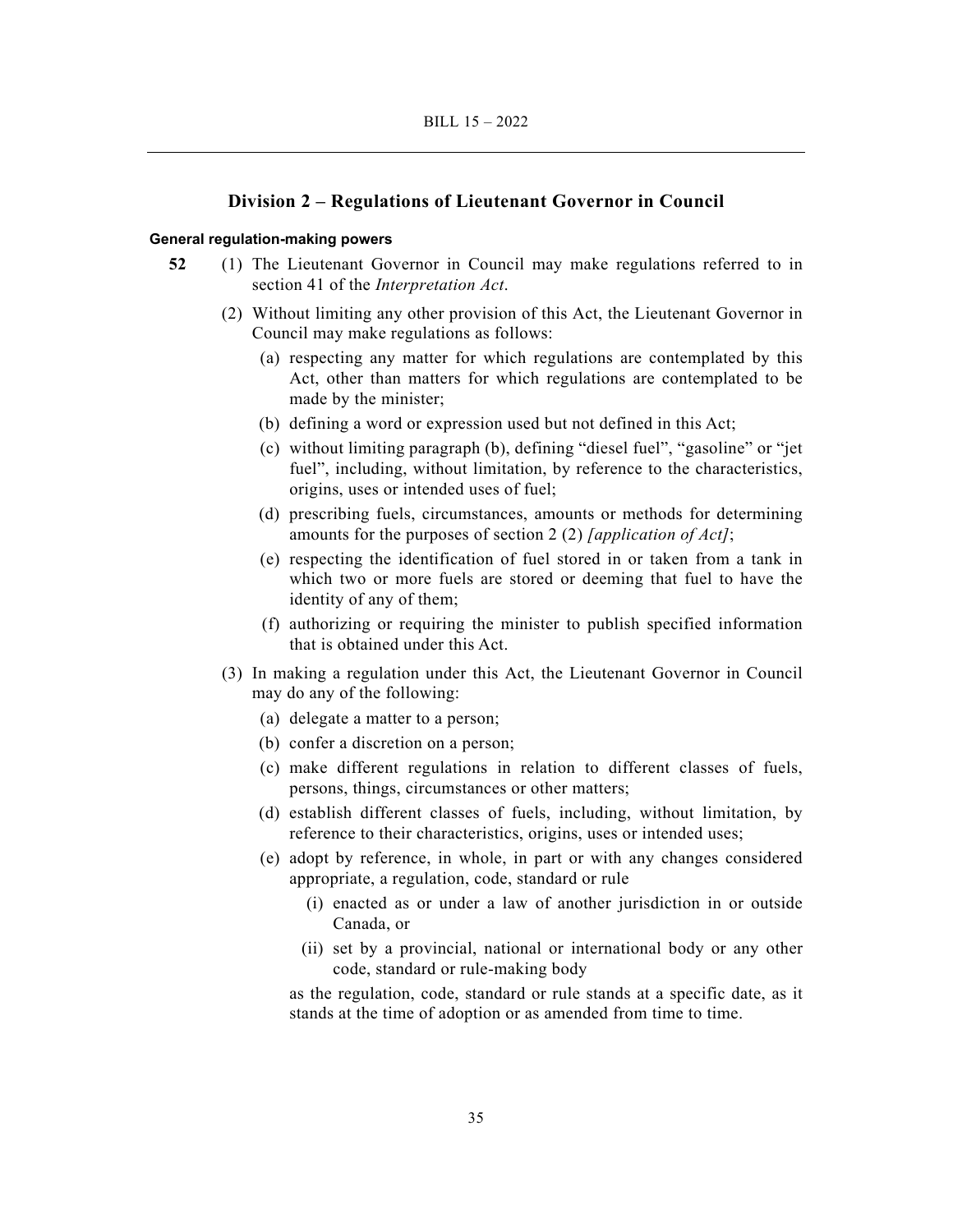## Division 2 – Regulations of Lieutenant Governor in Council

**General regulation-making powers**

**52** (1) The Lieutenant Governor in Council may make regulations referred to in section 41 of the *Interpretation Act*.

(2) Without limiting any other provision of this Act, the Lieutenant Governor in Council may make regulations as follows:

- (a) respecting any matter for which regulations are contemplated by this Act, other than matters for which regulations are contemplated to be made by the minister;
- (b) defining a word or expression used but not defined in this Act;
- (c) without limiting paragraph (b), defining "diesel fuel", "gasoline" or "jet fuel", including, without limitation, by reference to the characteristics, origins, uses or intended uses of fuel;
- (d) prescribing fuels, circumstances, amounts or methods for determining amounts for the purposes of section 2 (2) *[application of Act]*;
- (e) respecting the identification of fuel stored in or taken from a tank in which two or more fuels are stored or deeming that fuel to have the identity of any of them;
- (f) authorizing or requiring the minister to publish specified information that is obtained under this Act.

(3) In making a regulation under this Act, the Lieutenant Governor in Council may do any of the following:

- (a) delegate a matter to a person;
- (b) confer a discretion on a person;
- (c) make different regulations in relation to different classes of fuels, persons, things, circumstances or other matters;
- (d) establish different classes of fuels, including, without limitation, by reference to their characteristics, origins, uses or intended uses;
- (e) adopt by reference, in whole, in part or with any changes considered appropriate, a regulation, code, standard or rule
  - (i) enacted as or under a law of another jurisdiction in or outside Canada, or
  - (ii) set by a provincial, national or international body or any other code, standard or rule-making body

  as the regulation, code, standard or rule stands at a specific date, as it stands at the time of adoption or as amended from time to time.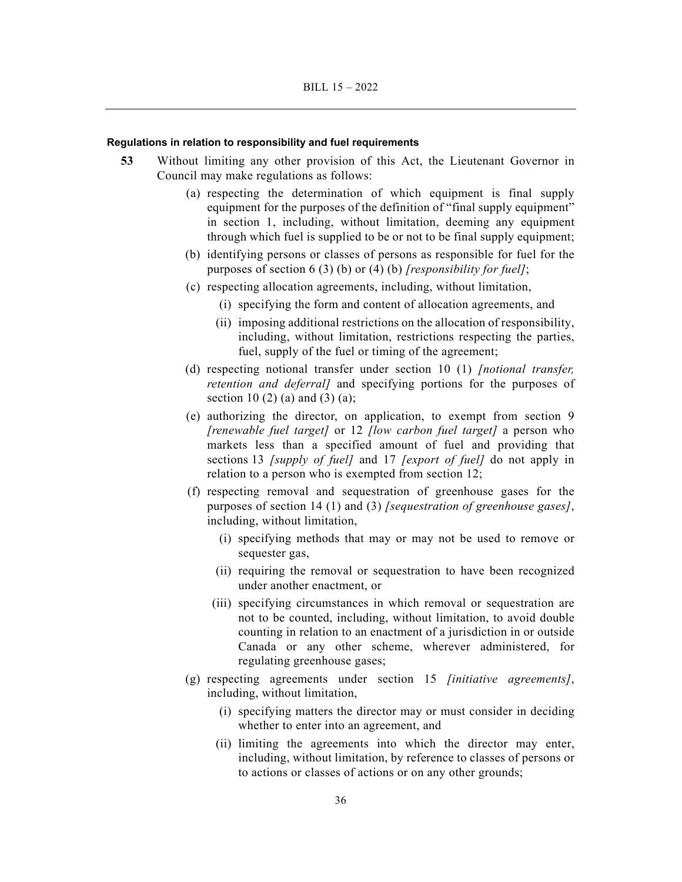**Regulations in relation to responsibility and fuel requirements**

**53** Without limiting any other provision of this Act, the Lieutenant Governor in Council may make regulations as follows:

(a) respecting the determination of which equipment is final supply equipment for the purposes of the definition of "final supply equipment" in section 1, including, without limitation, deeming any equipment through which fuel is supplied to be or not to be final supply equipment;

(b) identifying persons or classes of persons as responsible for fuel for the purposes of section 6 (3) (b) or (4) (b) *[responsibility for fuel]*;

(c) respecting allocation agreements, including, without limitation,

(i) specifying the form and content of allocation agreements, and

(ii) imposing additional restrictions on the allocation of responsibility, including, without limitation, restrictions respecting the parties, fuel, supply of the fuel or timing of the agreement;

(d) respecting notional transfer under section 10 (1) *[notional transfer, retention and deferral]* and specifying portions for the purposes of section 10 (2) (a) and (3) (a);

(e) authorizing the director, on application, to exempt from section 9 *[renewable fuel target]* or 12 *[low carbon fuel target]* a person who markets less than a specified amount of fuel and providing that sections 13 *[supply of fuel]* and 17 *[export of fuel]* do not apply in relation to a person who is exempted from section 12;

(f) respecting removal and sequestration of greenhouse gases for the purposes of section 14 (1) and (3) *[sequestration of greenhouse gases]*, including, without limitation,

(i) specifying methods that may or may not be used to remove or sequester gas,

(ii) requiring the removal or sequestration to have been recognized under another enactment, or

(iii) specifying circumstances in which removal or sequestration are not to be counted, including, without limitation, to avoid double counting in relation to an enactment of a jurisdiction in or outside Canada or any other scheme, wherever administered, for regulating greenhouse gases;

(g) respecting agreements under section 15 *[initiative agreements]*, including, without limitation,

(i) specifying matters the director may or must consider in deciding whether to enter into an agreement, and

(ii) limiting the agreements into which the director may enter, including, without limitation, by reference to classes of persons or to actions or classes of actions or on any other grounds;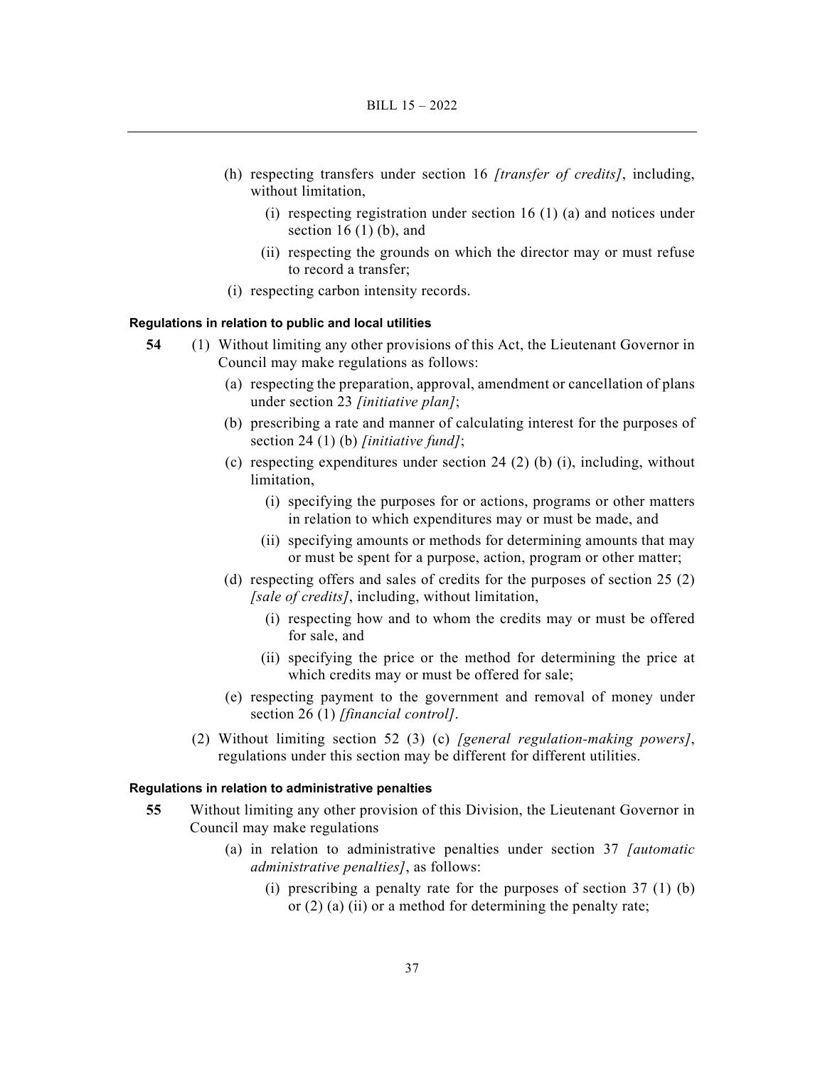(h) respecting transfers under section 16 *[transfer of credits]*, including, without limitation,

(i) respecting registration under section 16 (1) (a) and notices under section 16 (1) (b), and

(ii) respecting the grounds on which the director may or must refuse to record a transfer;

(i) respecting carbon intensity records.

**Regulations in relation to public and local utilities**

**54** (1) Without limiting any other provisions of this Act, the Lieutenant Governor in Council may make regulations as follows:

(a) respecting the preparation, approval, amendment or cancellation of plans under section 23 *[initiative plan]*;

(b) prescribing a rate and manner of calculating interest for the purposes of section 24 (1) (b) *[initiative fund]*;

(c) respecting expenditures under section 24 (2) (b) (i), including, without limitation,

(i) specifying the purposes for or actions, programs or other matters in relation to which expenditures may or must be made, and

(ii) specifying amounts or methods for determining amounts that may or must be spent for a purpose, action, program or other matter;

(d) respecting offers and sales of credits for the purposes of section 25 (2) *[sale of credits]*, including, without limitation,

(i) respecting how and to whom the credits may or must be offered for sale, and

(ii) specifying the price or the method for determining the price at which credits may or must be offered for sale;

(e) respecting payment to the government and removal of money under section 26 (1) *[financial control]*.

(2) Without limiting section 52 (3) (c) *[general regulation-making powers]*, regulations under this section may be different for different utilities.

**Regulations in relation to administrative penalties**

**55** Without limiting any other provision of this Division, the Lieutenant Governor in Council may make regulations

(a) in relation to administrative penalties under section 37 *[automatic administrative penalties]*, as follows:

(i) prescribing a penalty rate for the purposes of section 37 (1) (b) or (2) (a) (ii) or a method for determining the penalty rate;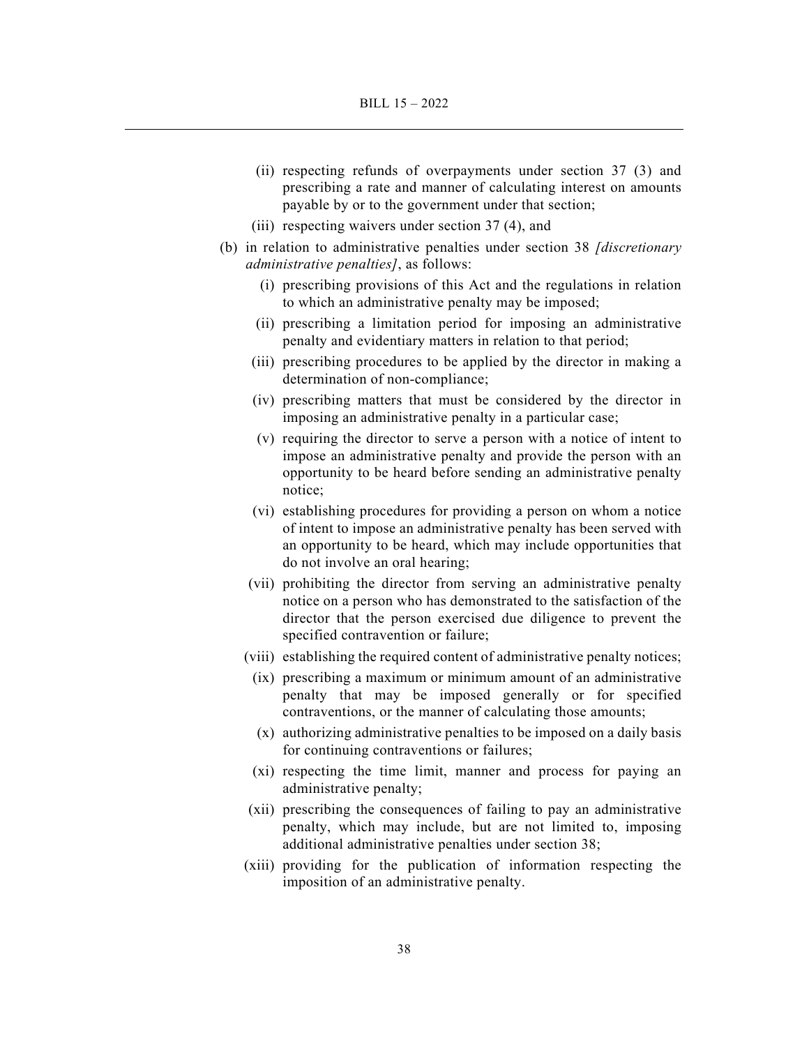(ii) respecting refunds of overpayments under section 37 (3) and prescribing a rate and manner of calculating interest on amounts payable by or to the government under that section;

(iii) respecting waivers under section 37 (4), and

(b) in relation to administrative penalties under section 38 *[discretionary administrative penalties]*, as follows:

(i) prescribing provisions of this Act and the regulations in relation to which an administrative penalty may be imposed;

(ii) prescribing a limitation period for imposing an administrative penalty and evidentiary matters in relation to that period;

(iii) prescribing procedures to be applied by the director in making a determination of non-compliance;

(iv) prescribing matters that must be considered by the director in imposing an administrative penalty in a particular case;

(v) requiring the director to serve a person with a notice of intent to impose an administrative penalty and provide the person with an opportunity to be heard before sending an administrative penalty notice;

(vi) establishing procedures for providing a person on whom a notice of intent to impose an administrative penalty has been served with an opportunity to be heard, which may include opportunities that do not involve an oral hearing;

(vii) prohibiting the director from serving an administrative penalty notice on a person who has demonstrated to the satisfaction of the director that the person exercised due diligence to prevent the specified contravention or failure;

(viii) establishing the required content of administrative penalty notices;

(ix) prescribing a maximum or minimum amount of an administrative penalty that may be imposed generally or for specified contraventions, or the manner of calculating those amounts;

(x) authorizing administrative penalties to be imposed on a daily basis for continuing contraventions or failures;

(xi) respecting the time limit, manner and process for paying an administrative penalty;

(xii) prescribing the consequences of failing to pay an administrative penalty, which may include, but are not limited to, imposing additional administrative penalties under section 38;

(xiii) providing for the publication of information respecting the imposition of an administrative penalty.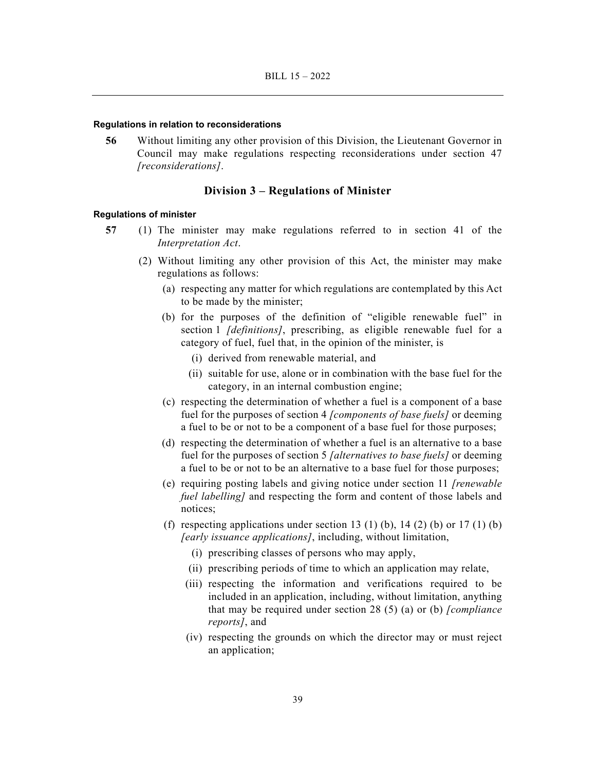#### Regulations in relation to reconsiderations

**56** Without limiting any other provision of this Division, the Lieutenant Governor in Council may make regulations respecting reconsiderations under section 47 *[reconsiderations]*.

### Division 3 – Regulations of Minister

#### Regulations of minister

**57** (1) The minister may make regulations referred to in section 41 of the *Interpretation Act*.

(2) Without limiting any other provision of this Act, the minister may make regulations as follows:

(a) respecting any matter for which regulations are contemplated by this Act to be made by the minister;

(b) for the purposes of the definition of "eligible renewable fuel" in section 1 *[definitions]*, prescribing, as eligible renewable fuel for a category of fuel, fuel that, in the opinion of the minister, is

(i) derived from renewable material, and

(ii) suitable for use, alone or in combination with the base fuel for the category, in an internal combustion engine;

(c) respecting the determination of whether a fuel is a component of a base fuel for the purposes of section 4 *[components of base fuels]* or deeming a fuel to be or not to be a component of a base fuel for those purposes;

(d) respecting the determination of whether a fuel is an alternative to a base fuel for the purposes of section 5 *[alternatives to base fuels]* or deeming a fuel to be or not to be an alternative to a base fuel for those purposes;

(e) requiring posting labels and giving notice under section 11 *[renewable fuel labelling]* and respecting the form and content of those labels and notices;

(f) respecting applications under section 13 (1) (b), 14 (2) (b) or 17 (1) (b) *[early issuance applications]*, including, without limitation,

(i) prescribing classes of persons who may apply,

(ii) prescribing periods of time to which an application may relate,

(iii) respecting the information and verifications required to be included in an application, including, without limitation, anything that may be required under section 28 (5) (a) or (b) *[compliance reports]*, and

(iv) respecting the grounds on which the director may or must reject an application;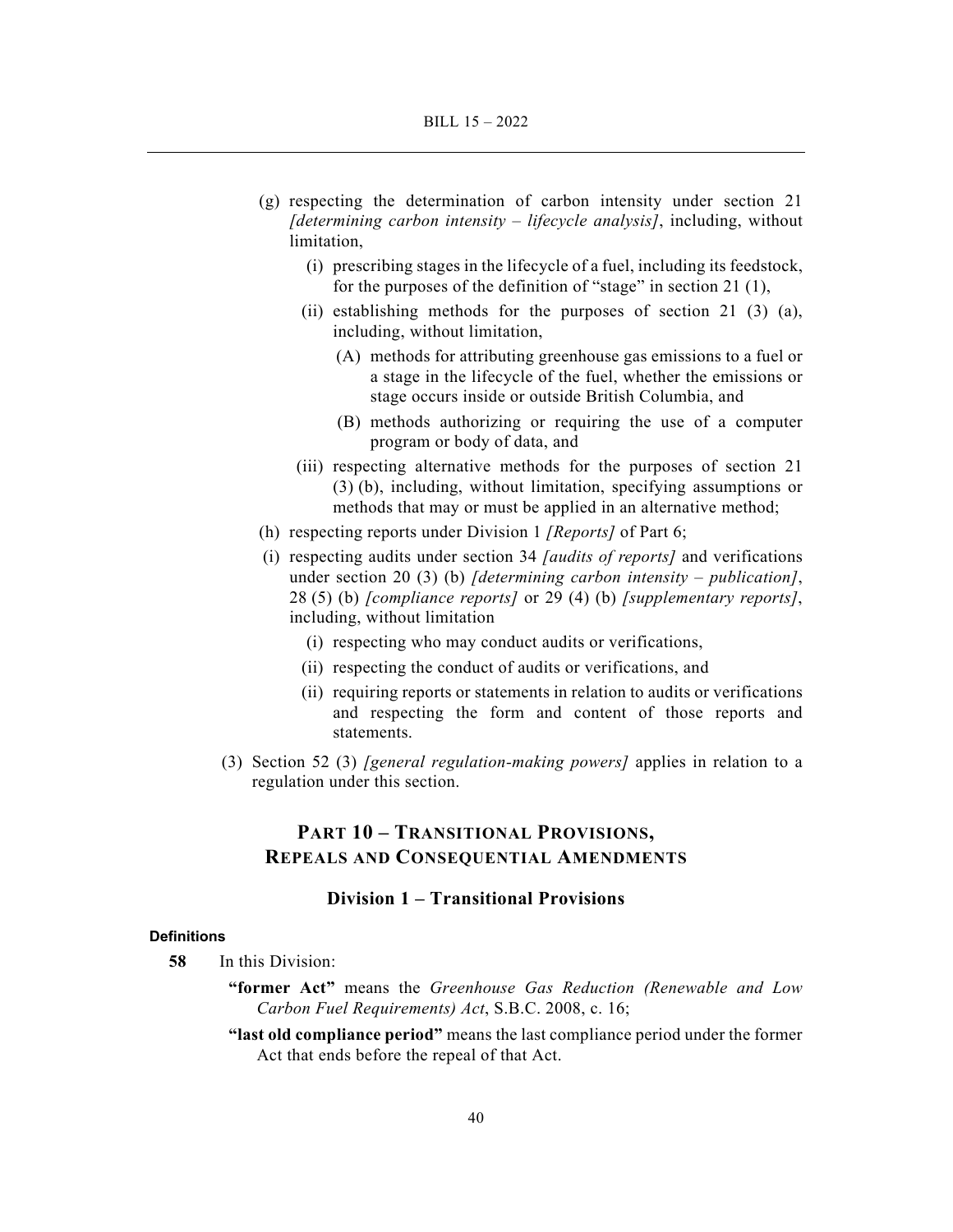(g) respecting the determination of carbon intensity under section 21 *[determining carbon intensity – lifecycle analysis]*, including, without limitation,

  (i) prescribing stages in the lifecycle of a fuel, including its feedstock, for the purposes of the definition of "stage" in section 21 (1),

  (ii) establishing methods for the purposes of section 21 (3) (a), including, without limitation,

    (A) methods for attributing greenhouse gas emissions to a fuel or a stage in the lifecycle of the fuel, whether the emissions or stage occurs inside or outside British Columbia, and

    (B) methods authorizing or requiring the use of a computer program or body of data, and

  (iii) respecting alternative methods for the purposes of section 21 (3) (b), including, without limitation, specifying assumptions or methods that may or must be applied in an alternative method;

(h) respecting reports under Division 1 *[Reports]* of Part 6;

(i) respecting audits under section 34 *[audits of reports]* and verifications under section 20 (3) (b) *[determining carbon intensity – publication]*, 28 (5) (b) *[compliance reports]* or 29 (4) (b) *[supplementary reports]*, including, without limitation

  (i) respecting who may conduct audits or verifications,

  (ii) respecting the conduct of audits or verifications, and

  (ii) requiring reports or statements in relation to audits or verifications and respecting the form and content of those reports and statements.

(3) Section 52 (3) *[general regulation-making powers]* applies in relation to a regulation under this section.

## PART 10 – TRANSITIONAL PROVISIONS, REPEALS AND CONSEQUENTIAL AMENDMENTS

### Division 1 – Transitional Provisions

#### Definitions

**58** In this Division:

**"former Act"** means the *Greenhouse Gas Reduction (Renewable and Low Carbon Fuel Requirements) Act*, S.B.C. 2008, c. 16;

**"last old compliance period"** means the last compliance period under the former Act that ends before the repeal of that Act.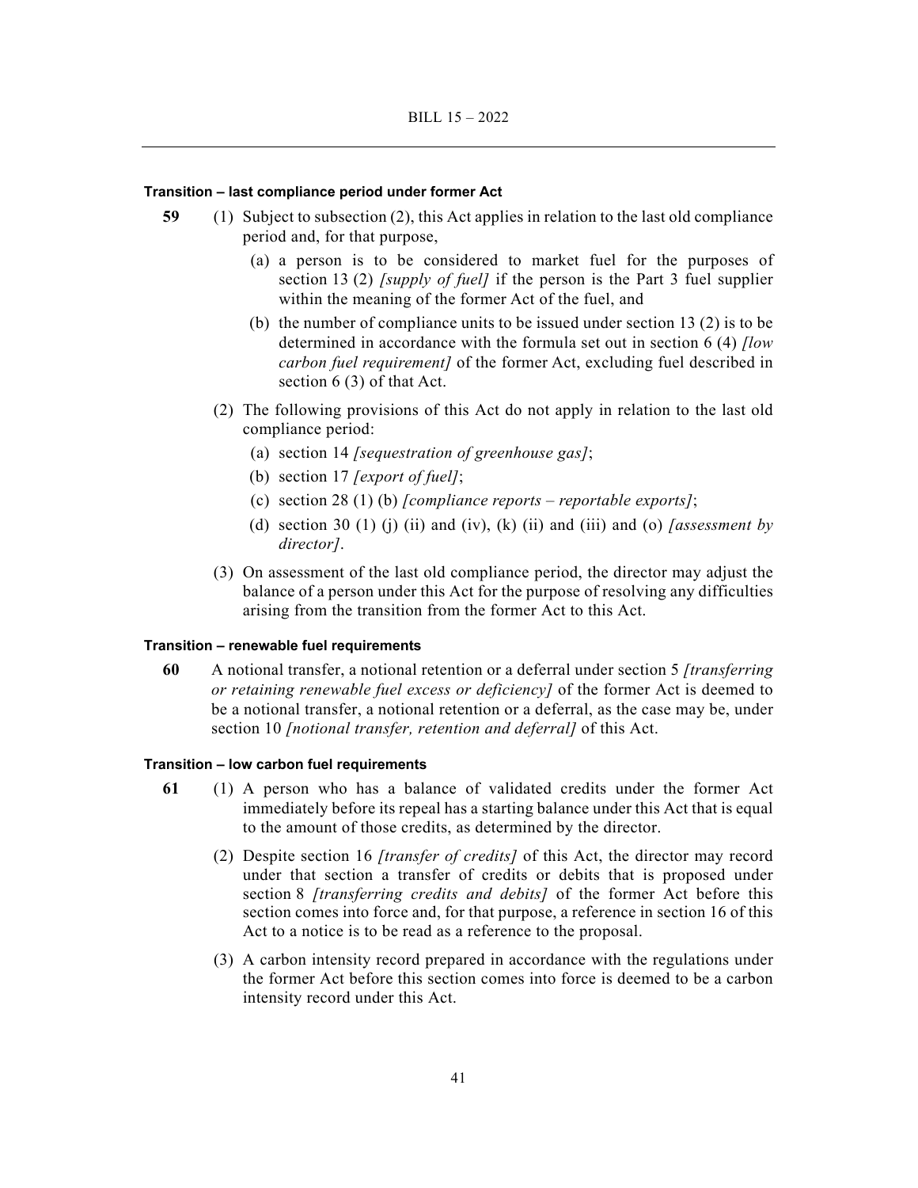**Transition – last compliance period under former Act**

**59** (1) Subject to subsection (2), this Act applies in relation to the last old compliance period and, for that purpose,

(a) a person is to be considered to market fuel for the purposes of section 13 (2) *[supply of fuel]* if the person is the Part 3 fuel supplier within the meaning of the former Act of the fuel, and

(b) the number of compliance units to be issued under section 13 (2) is to be determined in accordance with the formula set out in section 6 (4) *[low carbon fuel requirement]* of the former Act, excluding fuel described in section 6 (3) of that Act.

(2) The following provisions of this Act do not apply in relation to the last old compliance period:

(a) section 14 *[sequestration of greenhouse gas]*;

(b) section 17 *[export of fuel]*;

(c) section 28 (1) (b) *[compliance reports – reportable exports]*;

(d) section 30 (1) (j) (ii) and (iv), (k) (ii) and (iii) and (o) *[assessment by director]*.

(3) On assessment of the last old compliance period, the director may adjust the balance of a person under this Act for the purpose of resolving any difficulties arising from the transition from the former Act to this Act.

**Transition – renewable fuel requirements**

**60** A notional transfer, a notional retention or a deferral under section 5 *[transferring or retaining renewable fuel excess or deficiency]* of the former Act is deemed to be a notional transfer, a notional retention or a deferral, as the case may be, under section 10 *[notional transfer, retention and deferral]* of this Act.

**Transition – low carbon fuel requirements**

**61** (1) A person who has a balance of validated credits under the former Act immediately before its repeal has a starting balance under this Act that is equal to the amount of those credits, as determined by the director.

(2) Despite section 16 *[transfer of credits]* of this Act, the director may record under that section a transfer of credits or debits that is proposed under section 8 *[transferring credits and debits]* of the former Act before this section comes into force and, for that purpose, a reference in section 16 of this Act to a notice is to be read as a reference to the proposal.

(3) A carbon intensity record prepared in accordance with the regulations under the former Act before this section comes into force is deemed to be a carbon intensity record under this Act.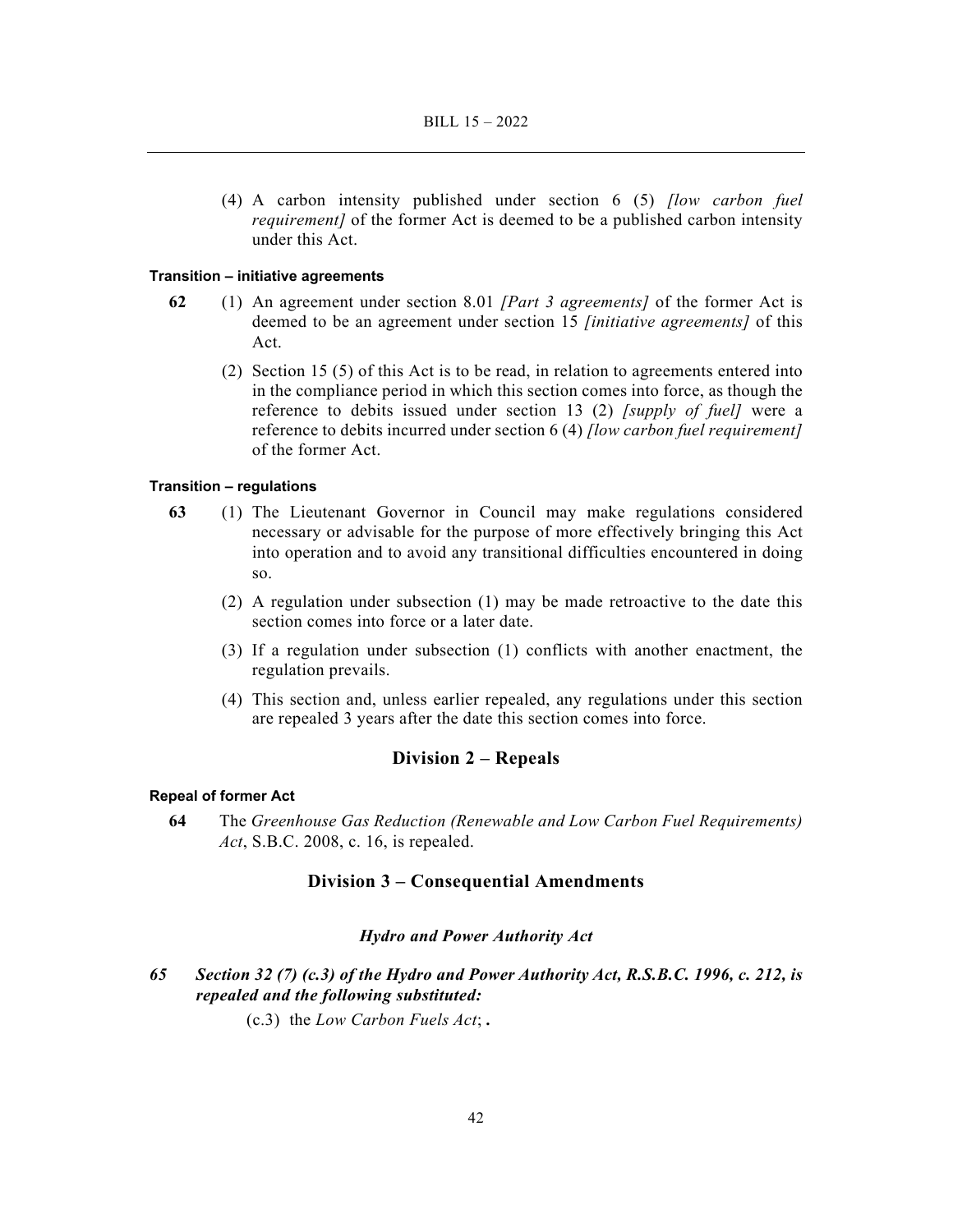(4) A carbon intensity published under section 6 (5) *[low carbon fuel requirement]* of the former Act is deemed to be a published carbon intensity under this Act.

**Transition – initiative agreements**

**62** (1) An agreement under section 8.01 *[Part 3 agreements]* of the former Act is deemed to be an agreement under section 15 *[initiative agreements]* of this Act.

(2) Section 15 (5) of this Act is to be read, in relation to agreements entered into in the compliance period in which this section comes into force, as though the reference to debits issued under section 13 (2) *[supply of fuel]* were a reference to debits incurred under section 6 (4) *[low carbon fuel requirement]* of the former Act.

**Transition – regulations**

**63** (1) The Lieutenant Governor in Council may make regulations considered necessary or advisable for the purpose of more effectively bringing this Act into operation and to avoid any transitional difficulties encountered in doing so.

(2) A regulation under subsection (1) may be made retroactive to the date this section comes into force or a later date.

(3) If a regulation under subsection (1) conflicts with another enactment, the regulation prevails.

(4) This section and, unless earlier repealed, any regulations under this section are repealed 3 years after the date this section comes into force.

## Division 2 – Repeals

**Repeal of former Act**

**64** The *Greenhouse Gas Reduction (Renewable and Low Carbon Fuel Requirements) Act*, S.B.C. 2008, c. 16, is repealed.

## Division 3 – Consequential Amendments

### *Hydro and Power Authority Act*

***65 Section 32 (7) (c.3) of the Hydro and Power Authority Act, R.S.B.C. 1996, c. 212, is repealed and the following substituted:***

(c.3) the *Low Carbon Fuels Act*; **.**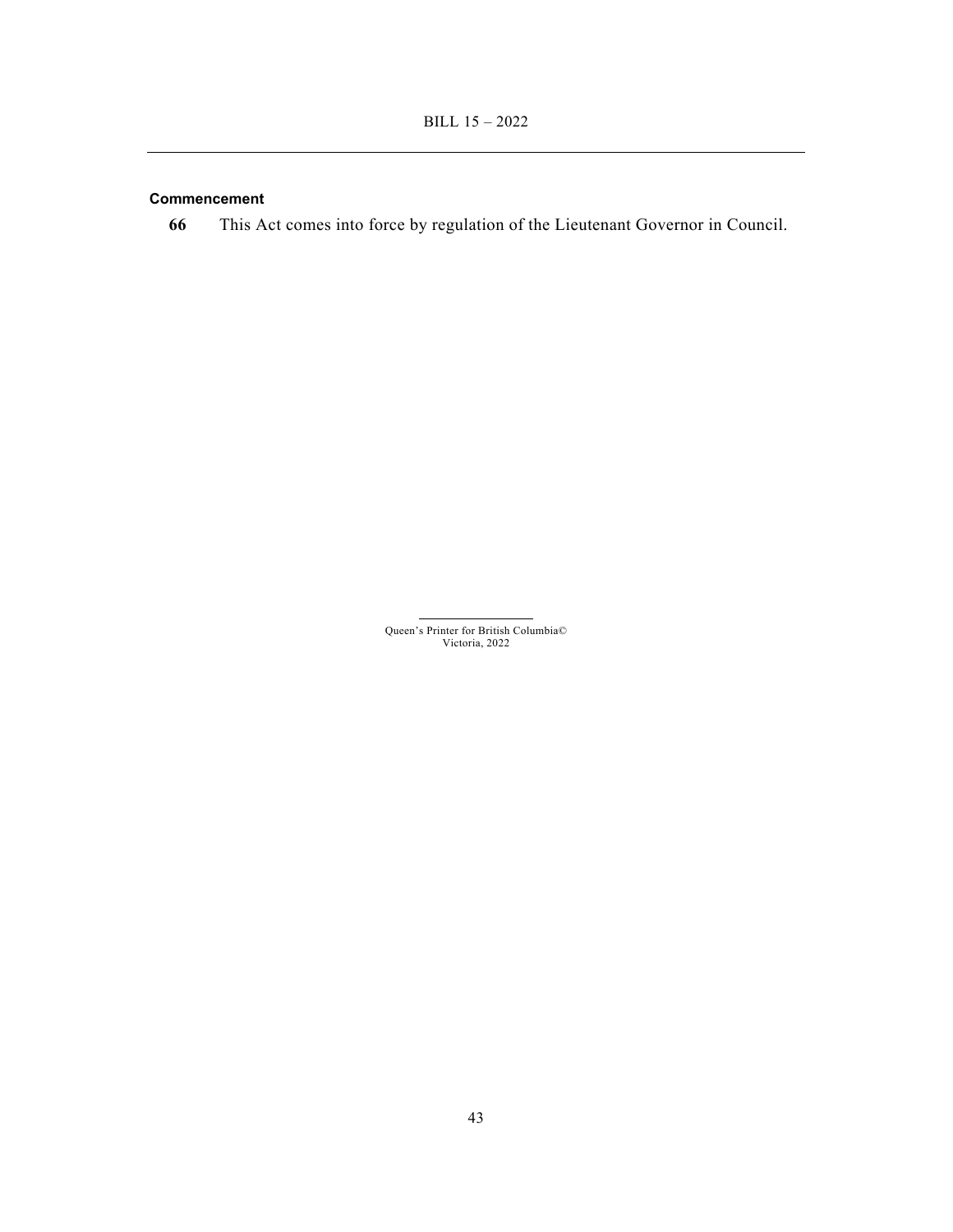**Commencement**

**66** This Act comes into force by regulation of the Lieutenant Governor in Council.

Queen's Printer for British Columbia©
Victoria, 2022